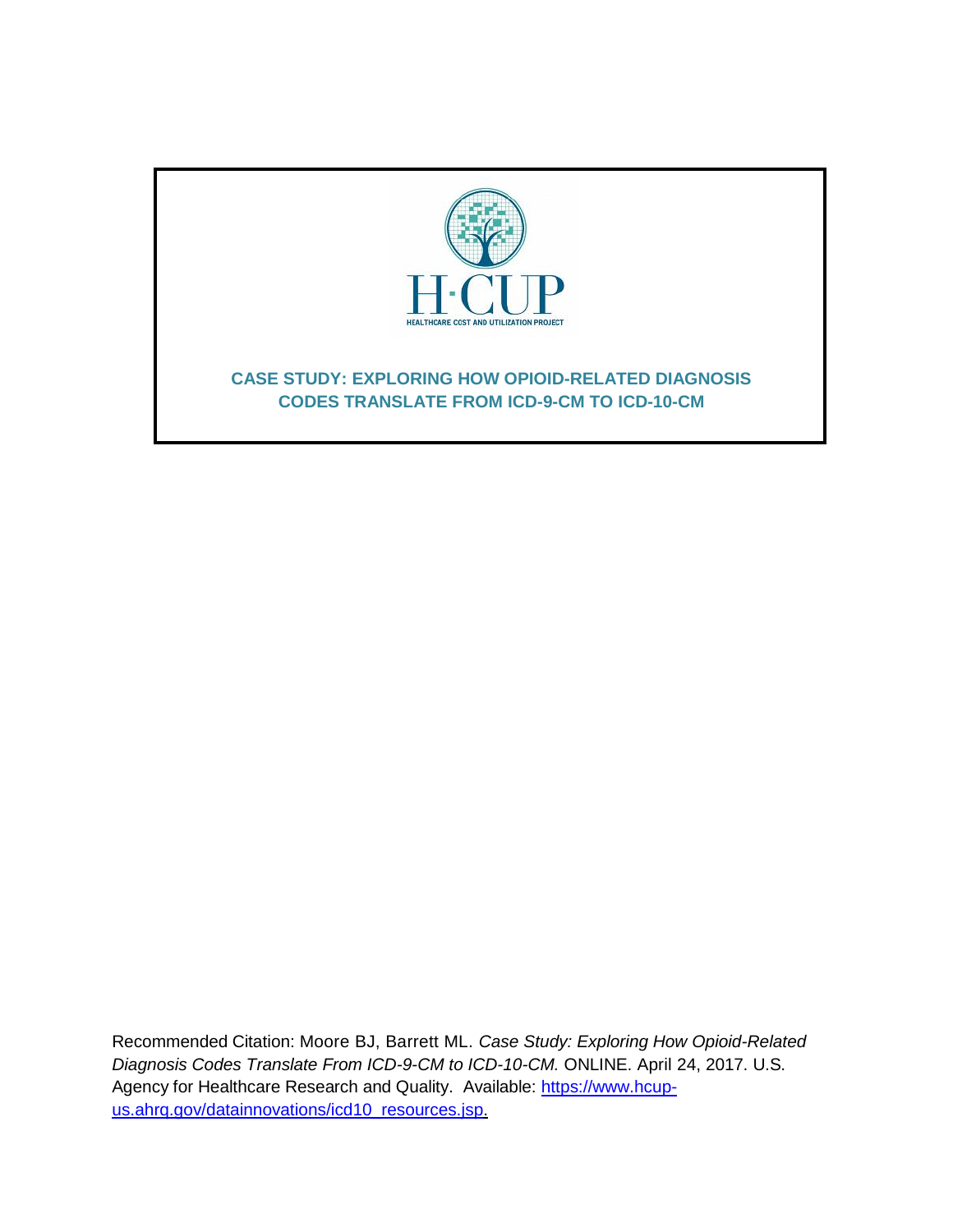H·CUP

HEALTHCARE COST AND UTILIZATION PROJECT

# CASE STUDY: EXPLORING HOW OPIOID-RELATED DIAGNOSIS CODES TRANSLATE FROM ICD-9-CM TO ICD-10-CM

Recommended Citation: Moore BJ, Barrett ML. *Case Study: Exploring How Opioid-Related Diagnosis Codes Translate From ICD-9-CM to ICD-10-CM.* ONLINE. April 24, 2017. U.S. Agency for Healthcare Research and Quality. Available: [https://www.hcup-us.ahrq.gov/datainnovations/icd10_resources.jsp](https://www.hcup-us.ahrq.gov/datainnovations/icd10_resources.jsp).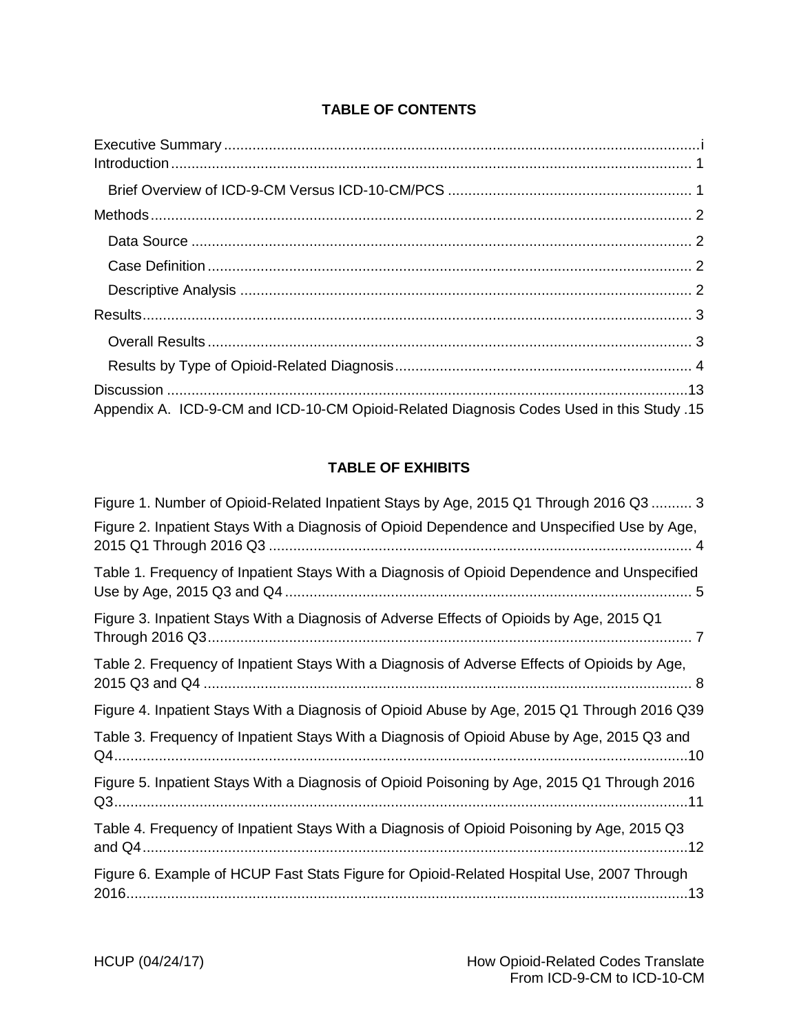## TABLE OF CONTENTS

Executive Summary .................................................................................................................i
Introduction ............................................................................................................................. 1
Brief Overview of ICD-9-CM Versus ICD-10-CM/PCS ........................................................... 1
Methods .................................................................................................................................. 2
Data Source ........................................................................................................................... 2
Case Definition ....................................................................................................................... 2
Descriptive Analysis ............................................................................................................... 2
Results .................................................................................................................................... 3
Overall Results ....................................................................................................................... 3
Results by Type of Opioid-Related Diagnosis ........................................................................ 4
Discussion ............................................................................................................................. 13
Appendix A. ICD-9-CM and ICD-10-CM Opioid-Related Diagnosis Codes Used in this Study .15

## TABLE OF EXHIBITS

Figure 1. Number of Opioid-Related Inpatient Stays by Age, 2015 Q1 Through 2016 Q3 .......... 3
Figure 2. Inpatient Stays With a Diagnosis of Opioid Dependence and Unspecified Use by Age, 2015 Q1 Through 2016 Q3 ....................................................................................................... 4
Table 1. Frequency of Inpatient Stays With a Diagnosis of Opioid Dependence and Unspecified Use by Age, 2015 Q3 and Q4 .................................................................................................... 5
Figure 3. Inpatient Stays With a Diagnosis of Adverse Effects of Opioids by Age, 2015 Q1 Through 2016 Q3 ....................................................................................................................... 7
Table 2. Frequency of Inpatient Stays With a Diagnosis of Adverse Effects of Opioids by Age, 2015 Q3 and Q4 ......................................................................................................................... 8
Figure 4. Inpatient Stays With a Diagnosis of Opioid Abuse by Age, 2015 Q1 Through 2016 Q39
Table 3. Frequency of Inpatient Stays With a Diagnosis of Opioid Abuse by Age, 2015 Q3 and Q4 .............................................................................................................................................10
Figure 5. Inpatient Stays With a Diagnosis of Opioid Poisoning by Age, 2015 Q1 Through 2016 Q3 .............................................................................................................................................11
Table 4. Frequency of Inpatient Stays With a Diagnosis of Opioid Poisoning by Age, 2015 Q3 and Q4 .......................................................................................................................................12
Figure 6. Example of HCUP Fast Stats Figure for Opioid-Related Hospital Use, 2007 Through 2016 ...........................................................................................................................................13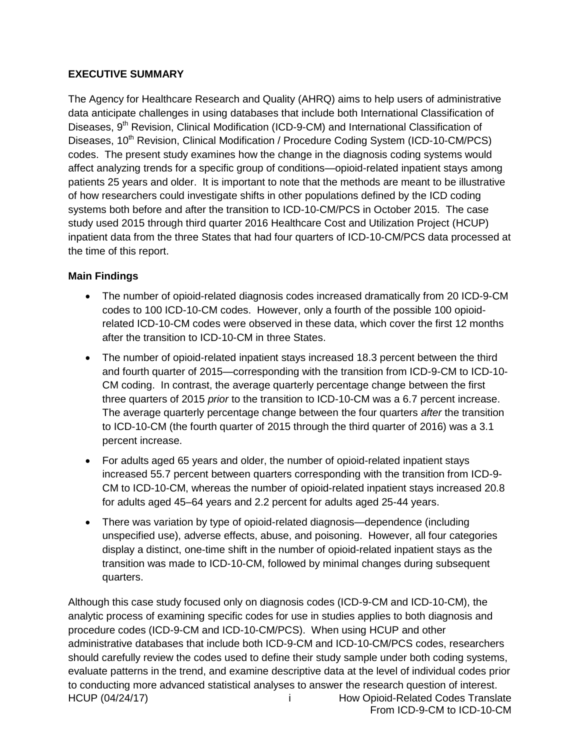## EXECUTIVE SUMMARY

The Agency for Healthcare Research and Quality (AHRQ) aims to help users of administrative data anticipate challenges in using databases that include both International Classification of Diseases, 9th Revision, Clinical Modification (ICD-9-CM) and International Classification of Diseases, 10th Revision, Clinical Modification / Procedure Coding System (ICD-10-CM/PCS) codes. The present study examines how the change in the diagnosis coding systems would affect analyzing trends for a specific group of conditions—opioid-related inpatient stays among patients 25 years and older. It is important to note that the methods are meant to be illustrative of how researchers could investigate shifts in other populations defined by the ICD coding systems both before and after the transition to ICD-10-CM/PCS in October 2015. The case study used 2015 through third quarter 2016 Healthcare Cost and Utilization Project (HCUP) inpatient data from the three States that had four quarters of ICD-10-CM/PCS data processed at the time of this report.

### Main Findings

- The number of opioid-related diagnosis codes increased dramatically from 20 ICD-9-CM codes to 100 ICD-10-CM codes. However, only a fourth of the possible 100 opioid-related ICD-10-CM codes were observed in these data, which cover the first 12 months after the transition to ICD-10-CM in three States.
- The number of opioid-related inpatient stays increased 18.3 percent between the third and fourth quarter of 2015—corresponding with the transition from ICD-9-CM to ICD-10-CM coding. In contrast, the average quarterly percentage change between the first three quarters of 2015 *prior* to the transition to ICD-10-CM was a 6.7 percent increase. The average quarterly percentage change between the four quarters *after* the transition to ICD-10-CM (the fourth quarter of 2015 through the third quarter of 2016) was a 3.1 percent increase.
- For adults aged 65 years and older, the number of opioid-related inpatient stays increased 55.7 percent between quarters corresponding with the transition from ICD-9-CM to ICD-10-CM, whereas the number of opioid-related inpatient stays increased 20.8 for adults aged 45–64 years and 2.2 percent for adults aged 25-44 years.
- There was variation by type of opioid-related diagnosis—dependence (including unspecified use), adverse effects, abuse, and poisoning. However, all four categories display a distinct, one-time shift in the number of opioid-related inpatient stays as the transition was made to ICD-10-CM, followed by minimal changes during subsequent quarters.

Although this case study focused only on diagnosis codes (ICD-9-CM and ICD-10-CM), the analytic process of examining specific codes for use in studies applies to both diagnosis and procedure codes (ICD-9-CM and ICD-10-CM/PCS). When using HCUP and other administrative databases that include both ICD-9-CM and ICD-10-CM/PCS codes, researchers should carefully review the codes used to define their study sample under both coding systems, evaluate patterns in the trend, and examine descriptive data at the level of individual codes prior to conducting more advanced statistical analyses to answer the research question of interest.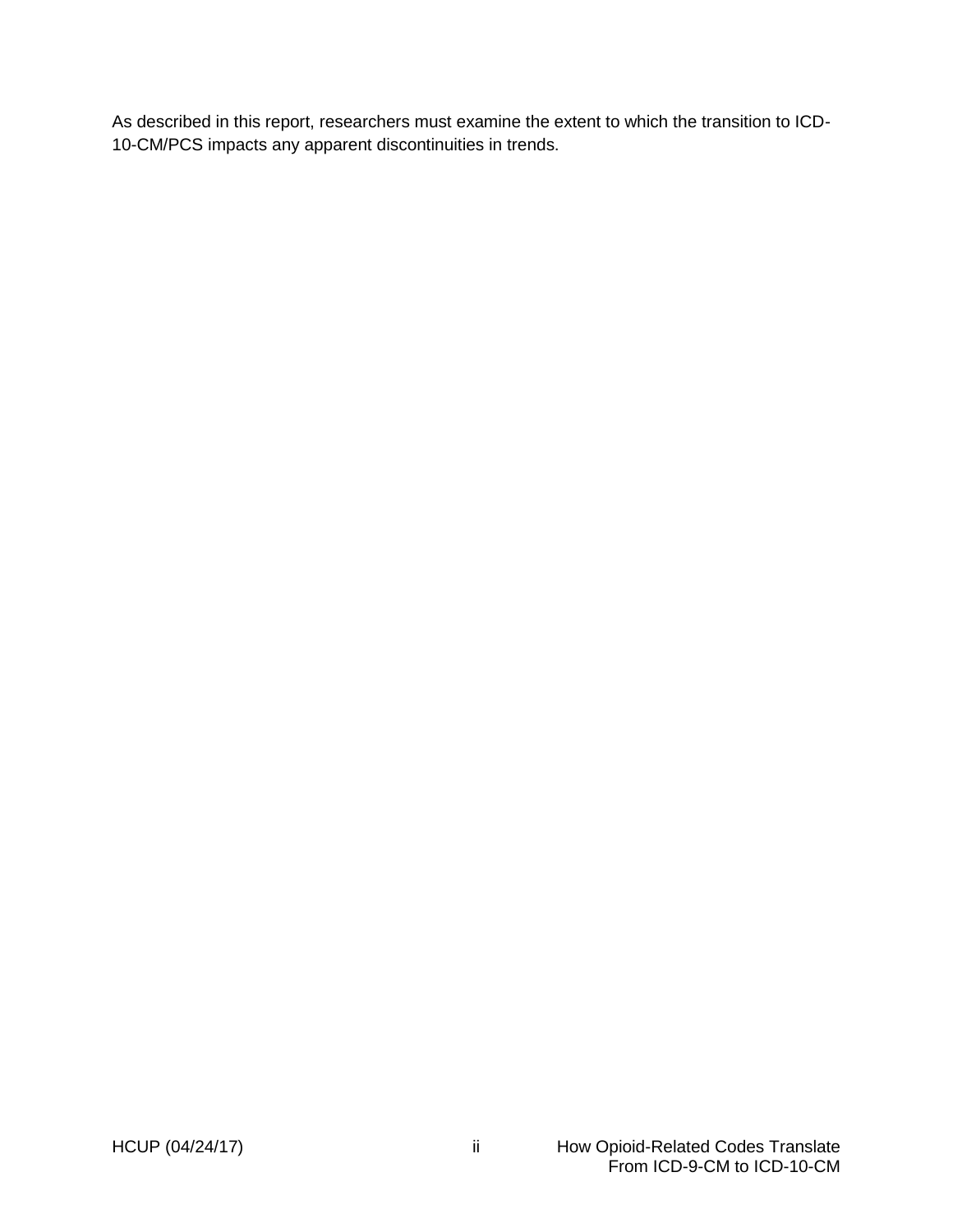As described in this report, researchers must examine the extent to which the transition to ICD-10-CM/PCS impacts any apparent discontinuities in trends.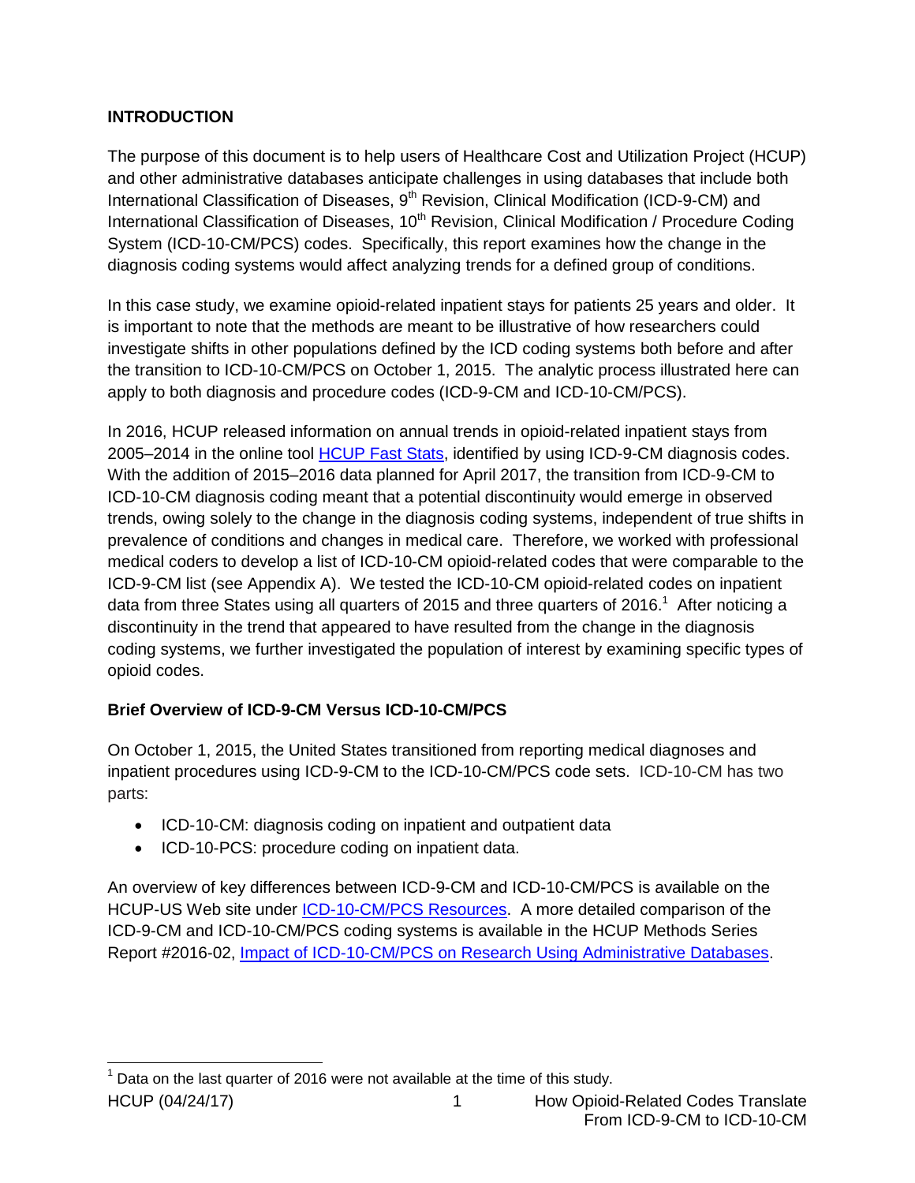## INTRODUCTION

The purpose of this document is to help users of Healthcare Cost and Utilization Project (HCUP) and other administrative databases anticipate challenges in using databases that include both International Classification of Diseases, 9th Revision, Clinical Modification (ICD-9-CM) and International Classification of Diseases, 10th Revision, Clinical Modification / Procedure Coding System (ICD-10-CM/PCS) codes. Specifically, this report examines how the change in the diagnosis coding systems would affect analyzing trends for a defined group of conditions.

In this case study, we examine opioid-related inpatient stays for patients 25 years and older. It is important to note that the methods are meant to be illustrative of how researchers could investigate shifts in other populations defined by the ICD coding systems both before and after the transition to ICD-10-CM/PCS on October 1, 2015. The analytic process illustrated here can apply to both diagnosis and procedure codes (ICD-9-CM and ICD-10-CM/PCS).

In 2016, HCUP released information on annual trends in opioid-related inpatient stays from 2005–2014 in the online tool HCUP Fast Stats, identified by using ICD-9-CM diagnosis codes. With the addition of 2015–2016 data planned for April 2017, the transition from ICD-9-CM to ICD-10-CM diagnosis coding meant that a potential discontinuity would emerge in observed trends, owing solely to the change in the diagnosis coding systems, independent of true shifts in prevalence of conditions and changes in medical care. Therefore, we worked with professional medical coders to develop a list of ICD-10-CM opioid-related codes that were comparable to the ICD-9-CM list (see Appendix A). We tested the ICD-10-CM opioid-related codes on inpatient data from three States using all quarters of 2015 and three quarters of 2016.[1] After noticing a discontinuity in the trend that appeared to have resulted from the change in the diagnosis coding systems, we further investigated the population of interest by examining specific types of opioid codes.

### Brief Overview of ICD-9-CM Versus ICD-10-CM/PCS

On October 1, 2015, the United States transitioned from reporting medical diagnoses and inpatient procedures using ICD-9-CM to the ICD-10-CM/PCS code sets. ICD-10-CM has two parts:

- ICD-10-CM: diagnosis coding on inpatient and outpatient data
- ICD-10-PCS: procedure coding on inpatient data.

An overview of key differences between ICD-9-CM and ICD-10-CM/PCS is available on the HCUP-US Web site under ICD-10-CM/PCS Resources. A more detailed comparison of the ICD-9-CM and ICD-10-CM/PCS coding systems is available in the HCUP Methods Series Report #2016-02, Impact of ICD-10-CM/PCS on Research Using Administrative Databases.

[1] Data on the last quarter of 2016 were not available at the time of this study.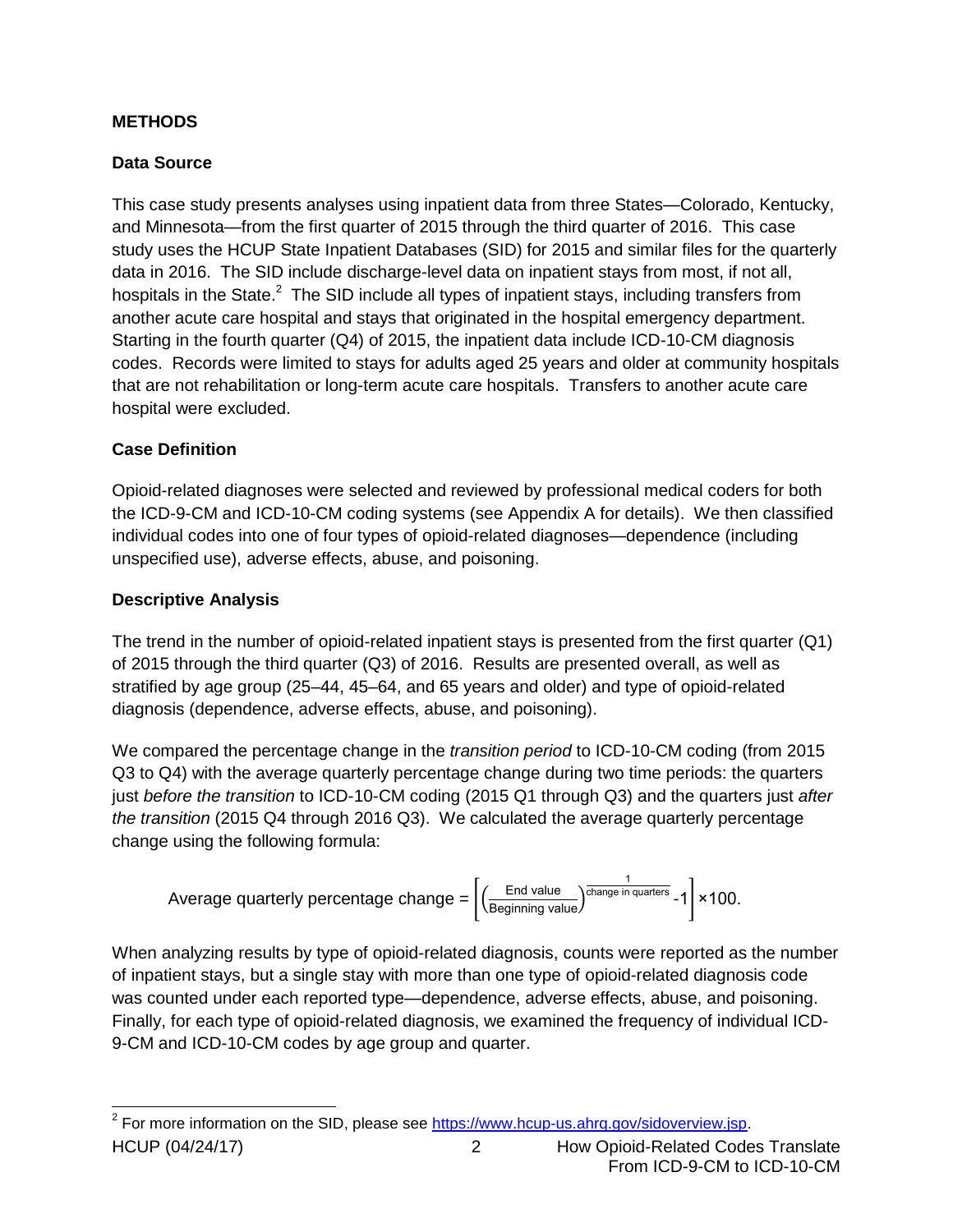## METHODS

### Data Source

This case study presents analyses using inpatient data from three States—Colorado, Kentucky, and Minnesota—from the first quarter of 2015 through the third quarter of 2016. This case study uses the HCUP State Inpatient Databases (SID) for 2015 and similar files for the quarterly data in 2016. The SID include discharge-level data on inpatient stays from most, if not all, hospitals in the State.[2] The SID include all types of inpatient stays, including transfers from another acute care hospital and stays that originated in the hospital emergency department. Starting in the fourth quarter (Q4) of 2015, the inpatient data include ICD-10-CM diagnosis codes. Records were limited to stays for adults aged 25 years and older at community hospitals that are not rehabilitation or long-term acute care hospitals. Transfers to another acute care hospital were excluded.

### Case Definition

Opioid-related diagnoses were selected and reviewed by professional medical coders for both the ICD-9-CM and ICD-10-CM coding systems (see Appendix A for details). We then classified individual codes into one of four types of opioid-related diagnoses—dependence (including unspecified use), adverse effects, abuse, and poisoning.

### Descriptive Analysis

The trend in the number of opioid-related inpatient stays is presented from the first quarter (Q1) of 2015 through the third quarter (Q3) of 2016. Results are presented overall, as well as stratified by age group (25–44, 45–64, and 65 years and older) and type of opioid-related diagnosis (dependence, adverse effects, abuse, and poisoning).

We compared the percentage change in the *transition period* to ICD-10-CM coding (from 2015 Q3 to Q4) with the average quarterly percentage change during two time periods: the quarters just *before the transition* to ICD-10-CM coding (2015 Q1 through Q3) and the quarters just *after the transition* (2015 Q4 through 2016 Q3). We calculated the average quarterly percentage change using the following formula:

$$\text{Average quarterly percentage change} = \left[ \left( \frac{\text{End value}}{\text{Beginning value}} \right)^{\frac{1}{\text{change in quarters}}} - 1 \right] \times 100.$$

When analyzing results by type of opioid-related diagnosis, counts were reported as the number of inpatient stays, but a single stay with more than one type of opioid-related diagnosis code was counted under each reported type—dependence, adverse effects, abuse, and poisoning. Finally, for each type of opioid-related diagnosis, we examined the frequency of individual ICD-9-CM and ICD-10-CM codes by age group and quarter.

[2] For more information on the SID, please see https://www.hcup-us.ahrq.gov/sidoverview.jsp.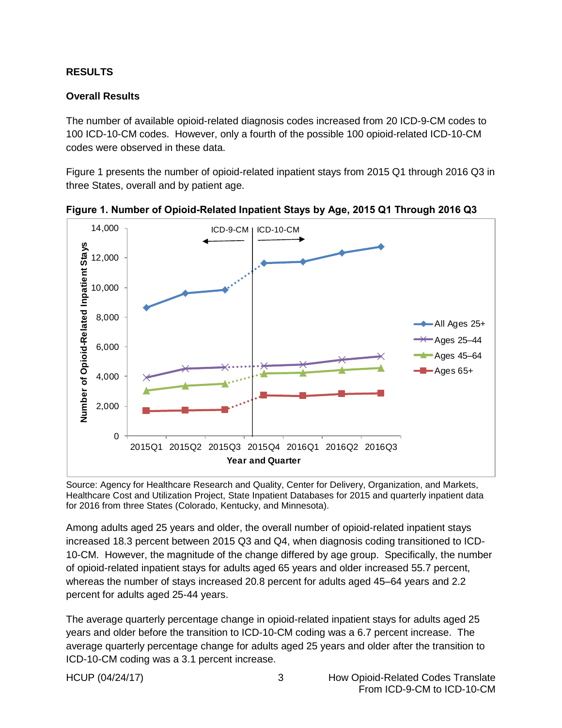## RESULTS

### Overall Results

The number of available opioid-related diagnosis codes increased from 20 ICD-9-CM codes to 100 ICD-10-CM codes. However, only a fourth of the possible 100 opioid-related ICD-10-CM codes were observed in these data.

Figure 1 presents the number of opioid-related inpatient stays from 2015 Q1 through 2016 Q3 in three States, overall and by patient age.

**Figure 1. Number of Opioid-Related Inpatient Stays by Age, 2015 Q1 Through 2016 Q3**

ICD-9-CM
ICD-10-CM

Number of Opioid-Related Inpatient Stays

14,000
12,000
10,000
8,000
6,000
4,000
2,000
0

2015Q1 2015Q2 2015Q3 2015Q4 2016Q1 2016Q2 2016Q3

Year and Quarter

All Ages 25+
Ages 25–44
Ages 45–64
Ages 65+

Source: Agency for Healthcare Research and Quality, Center for Delivery, Organization, and Markets, Healthcare Cost and Utilization Project, State Inpatient Databases for 2015 and quarterly inpatient data for 2016 from three States (Colorado, Kentucky, and Minnesota).

Among adults aged 25 years and older, the overall number of opioid-related inpatient stays increased 18.3 percent between 2015 Q3 and Q4, when diagnosis coding transitioned to ICD-10-CM. However, the magnitude of the change differed by age group. Specifically, the number of opioid-related inpatient stays for adults aged 65 years and older increased 55.7 percent, whereas the number of stays increased 20.8 percent for adults aged 45–64 years and 2.2 percent for adults aged 25-44 years.

The average quarterly percentage change in opioid-related inpatient stays for adults aged 25 years and older before the transition to ICD-10-CM coding was a 6.7 percent increase. The average quarterly percentage change for adults aged 25 years and older after the transition to ICD-10-CM coding was a 3.1 percent increase.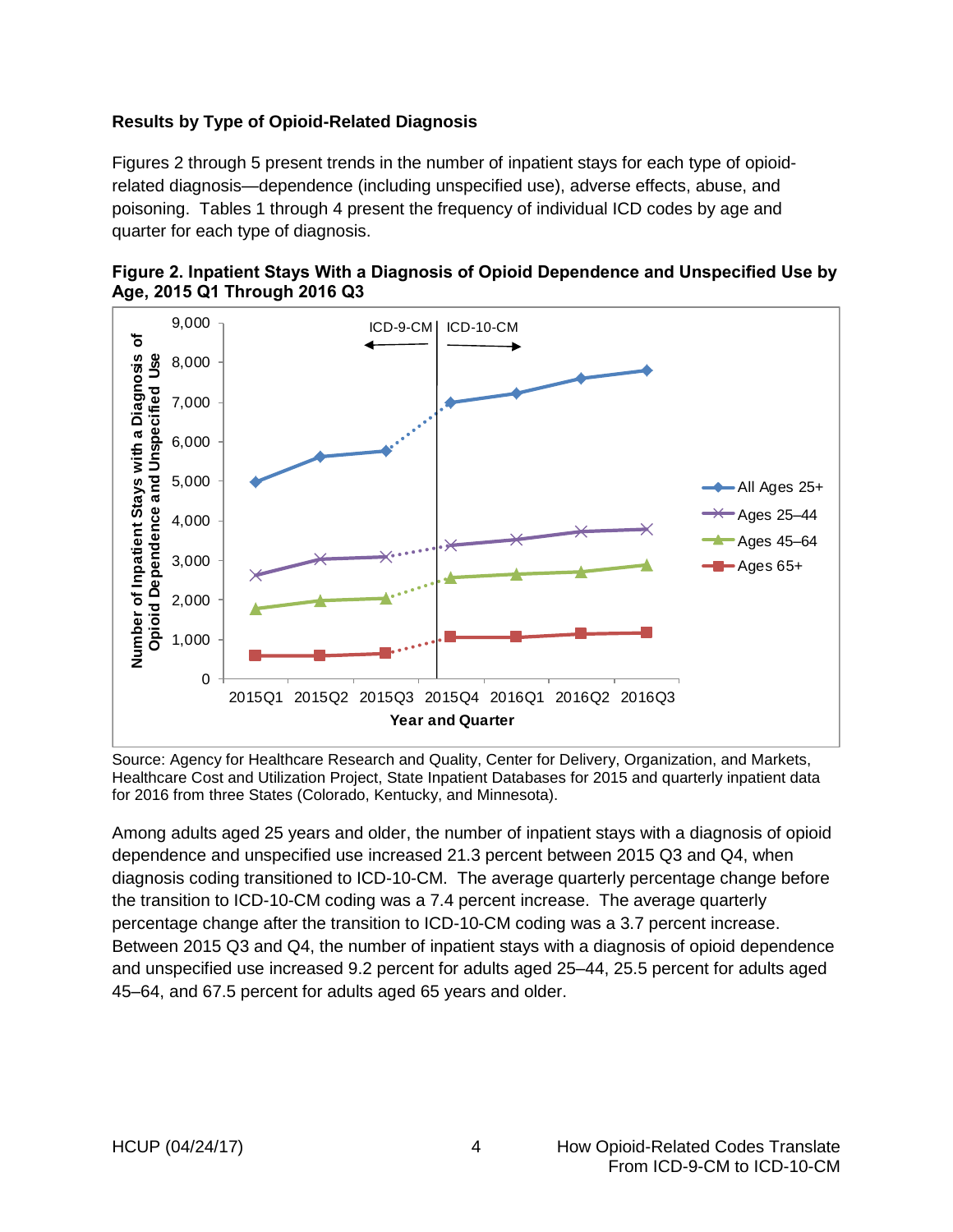### Results by Type of Opioid-Related Diagnosis

Figures 2 through 5 present trends in the number of inpatient stays for each type of opioid-related diagnosis—dependence (including unspecified use), adverse effects, abuse, and poisoning. Tables 1 through 4 present the frequency of individual ICD codes by age and quarter for each type of diagnosis.

**Figure 2. Inpatient Stays With a Diagnosis of Opioid Dependence and Unspecified Use by Age, 2015 Q1 Through 2016 Q3**

Number of Inpatient Stays with a Diagnosis of Opioid Dependence and Unspecified Use

9,000
8,000
7,000
6,000
5,000
4,000
3,000
2,000
1,000
0

ICD-9-CM
ICD-10-CM

2015Q1 2015Q2 2015Q3 2015Q4 2016Q1 2016Q2 2016Q3

Year and Quarter

All Ages 25+
Ages 25–44
Ages 45–64
Ages 65+

Source: Agency for Healthcare Research and Quality, Center for Delivery, Organization, and Markets, Healthcare Cost and Utilization Project, State Inpatient Databases for 2015 and quarterly inpatient data for 2016 from three States (Colorado, Kentucky, and Minnesota).

Among adults aged 25 years and older, the number of inpatient stays with a diagnosis of opioid dependence and unspecified use increased 21.3 percent between 2015 Q3 and Q4, when diagnosis coding transitioned to ICD-10-CM. The average quarterly percentage change before the transition to ICD-10-CM coding was a 7.4 percent increase. The average quarterly percentage change after the transition to ICD-10-CM coding was a 3.7 percent increase. Between 2015 Q3 and Q4, the number of inpatient stays with a diagnosis of opioid dependence and unspecified use increased 9.2 percent for adults aged 25–44, 25.5 percent for adults aged 45–64, and 67.5 percent for adults aged 65 years and older.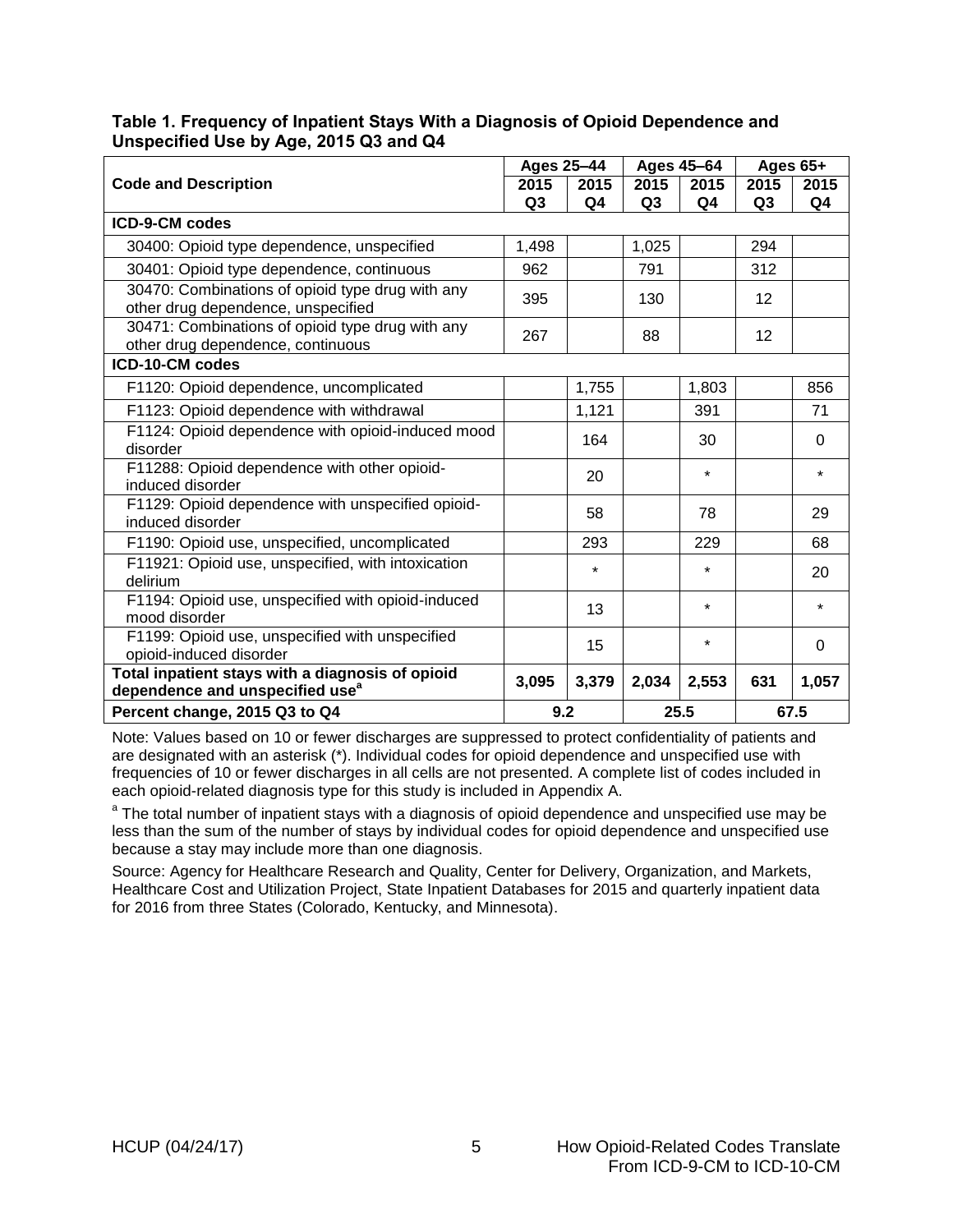**Table 1. Frequency of Inpatient Stays With a Diagnosis of Opioid Dependence and Unspecified Use by Age, 2015 Q3 and Q4**

| Code and Description | Ages 25–44 | | Ages 45–64 | | Ages 65+ | |
|---|---|---|---|---|---|---|
| | 2015 Q3 | 2015 Q4 | 2015 Q3 | 2015 Q4 | 2015 Q3 | 2015 Q4 |
| **ICD-9-CM codes** | | | | | | |
| 30400: Opioid type dependence, unspecified | 1,498 | | 1,025 | | 294 | |
| 30401: Opioid type dependence, continuous | 962 | | 791 | | 312 | |
| 30470: Combinations of opioid type drug with any other drug dependence, unspecified | 395 | | 130 | | 12 | |
| 30471: Combinations of opioid type drug with any other drug dependence, continuous | 267 | | 88 | | 12 | |
| **ICD-10-CM codes** | | | | | | |
| F1120: Opioid dependence, uncomplicated | | 1,755 | | 1,803 | | 856 |
| F1123: Opioid dependence with withdrawal | | 1,121 | | 391 | | 71 |
| F1124: Opioid dependence with opioid-induced mood disorder | | 164 | | 30 | | 0 |
| F11288: Opioid dependence with other opioid-induced disorder | | 20 | | * | | * |
| F1129: Opioid dependence with unspecified opioid-induced disorder | | 58 | | 78 | | 29 |
| F1190: Opioid use, unspecified, uncomplicated | | 293 | | 229 | | 68 |
| F11921: Opioid use, unspecified, with intoxication delirium | | * | | * | | 20 |
| F1194: Opioid use, unspecified with opioid-induced mood disorder | | 13 | | * | | * |
| F1199: Opioid use, unspecified with unspecified opioid-induced disorder | | 15 | | * | | 0 |
| **Total inpatient stays with a diagnosis of opioid dependence and unspecified use[a]** | **3,095** | **3,379** | **2,034** | **2,553** | **631** | **1,057** |
| **Percent change, 2015 Q3 to Q4** | **9.2** | | **25.5** | | **67.5** | |

Note: Values based on 10 or fewer discharges are suppressed to protect confidentiality of patients and are designated with an asterisk (*). Individual codes for opioid dependence and unspecified use with frequencies of 10 or fewer discharges in all cells are not presented. A complete list of codes included in each opioid-related diagnosis type for this study is included in Appendix A.

[a] The total number of inpatient stays with a diagnosis of opioid dependence and unspecified use may be less than the sum of the number of stays by individual codes for opioid dependence and unspecified use because a stay may include more than one diagnosis.

Source: Agency for Healthcare Research and Quality, Center for Delivery, Organization, and Markets, Healthcare Cost and Utilization Project, State Inpatient Databases for 2015 and quarterly inpatient data for 2016 from three States (Colorado, Kentucky, and Minnesota).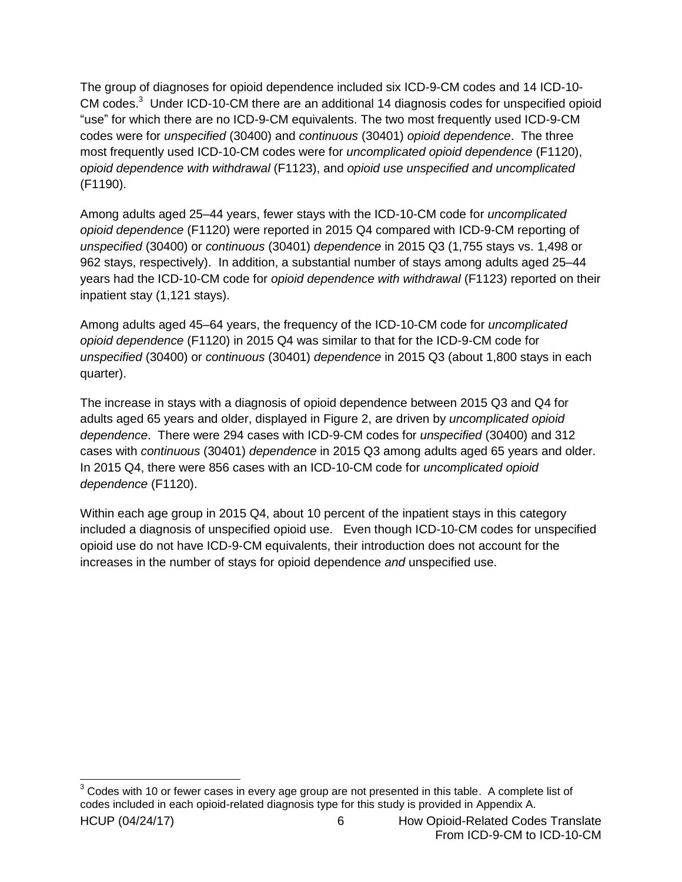The group of diagnoses for opioid dependence included six ICD-9-CM codes and 14 ICD-10-CM codes.[3] Under ICD-10-CM there are an additional 14 diagnosis codes for unspecified opioid "use" for which there are no ICD-9-CM equivalents. The two most frequently used ICD-9-CM codes were for *unspecified* (30400) and *continuous* (30401) *opioid dependence*. The three most frequently used ICD-10-CM codes were for *uncomplicated opioid dependence* (F1120), *opioid dependence with withdrawal* (F1123), and *opioid use unspecified and uncomplicated* (F1190).

Among adults aged 25–44 years, fewer stays with the ICD-10-CM code for *uncomplicated opioid dependence* (F1120) were reported in 2015 Q4 compared with ICD-9-CM reporting of *unspecified* (30400) or *continuous* (30401) *dependence* in 2015 Q3 (1,755 stays vs. 1,498 or 962 stays, respectively). In addition, a substantial number of stays among adults aged 25–44 years had the ICD-10-CM code for *opioid dependence with withdrawal* (F1123) reported on their inpatient stay (1,121 stays).

Among adults aged 45–64 years, the frequency of the ICD-10-CM code for *uncomplicated opioid dependence* (F1120) in 2015 Q4 was similar to that for the ICD-9-CM code for *unspecified* (30400) or *continuous* (30401) *dependence* in 2015 Q3 (about 1,800 stays in each quarter).

The increase in stays with a diagnosis of opioid dependence between 2015 Q3 and Q4 for adults aged 65 years and older, displayed in Figure 2, are driven by *uncomplicated opioid dependence*. There were 294 cases with ICD-9-CM codes for *unspecified* (30400) and 312 cases with *continuous* (30401) *dependence* in 2015 Q3 among adults aged 65 years and older. In 2015 Q4, there were 856 cases with an ICD-10-CM code for *uncomplicated opioid dependence* (F1120).

Within each age group in 2015 Q4, about 10 percent of the inpatient stays in this category included a diagnosis of unspecified opioid use. Even though ICD-10-CM codes for unspecified opioid use do not have ICD-9-CM equivalents, their introduction does not account for the increases in the number of stays for opioid dependence *and* unspecified use.

[3] Codes with 10 or fewer cases in every age group are not presented in this table. A complete list of codes included in each opioid-related diagnosis type for this study is provided in Appendix A.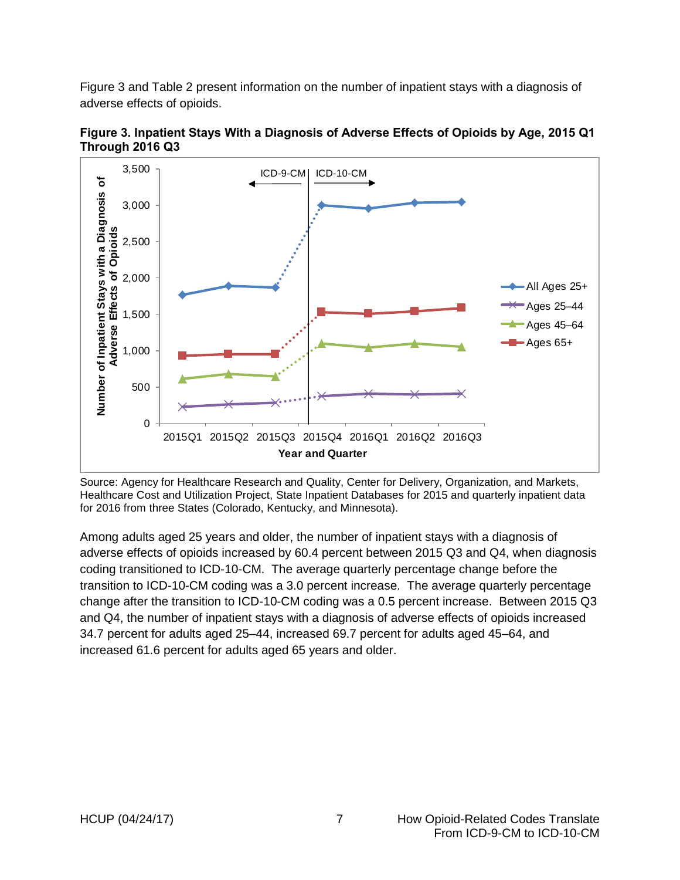Figure 3 and Table 2 present information on the number of inpatient stays with a diagnosis of adverse effects of opioids.

**Figure 3. Inpatient Stays With a Diagnosis of Adverse Effects of Opioids by Age, 2015 Q1 Through 2016 Q3**

Number of Inpatient Stays with a Diagnosis of Adverse Effects of Opioids

3,500
3,000
2,500
2,000
1,500
1,000
500
0

ICD-9-CM
ICD-10-CM

2015Q1 2015Q2 2015Q3 2015Q4 2016Q1 2016Q2 2016Q3

Year and Quarter

All Ages 25+
Ages 25–44
Ages 45–64
Ages 65+

Source: Agency for Healthcare Research and Quality, Center for Delivery, Organization, and Markets, Healthcare Cost and Utilization Project, State Inpatient Databases for 2015 and quarterly inpatient data for 2016 from three States (Colorado, Kentucky, and Minnesota).

Among adults aged 25 years and older, the number of inpatient stays with a diagnosis of adverse effects of opioids increased by 60.4 percent between 2015 Q3 and Q4, when diagnosis coding transitioned to ICD-10-CM. The average quarterly percentage change before the transition to ICD-10-CM coding was a 3.0 percent increase. The average quarterly percentage change after the transition to ICD-10-CM coding was a 0.5 percent increase. Between 2015 Q3 and Q4, the number of inpatient stays with a diagnosis of adverse effects of opioids increased 34.7 percent for adults aged 25–44, increased 69.7 percent for adults aged 45–64, and increased 61.6 percent for adults aged 65 years and older.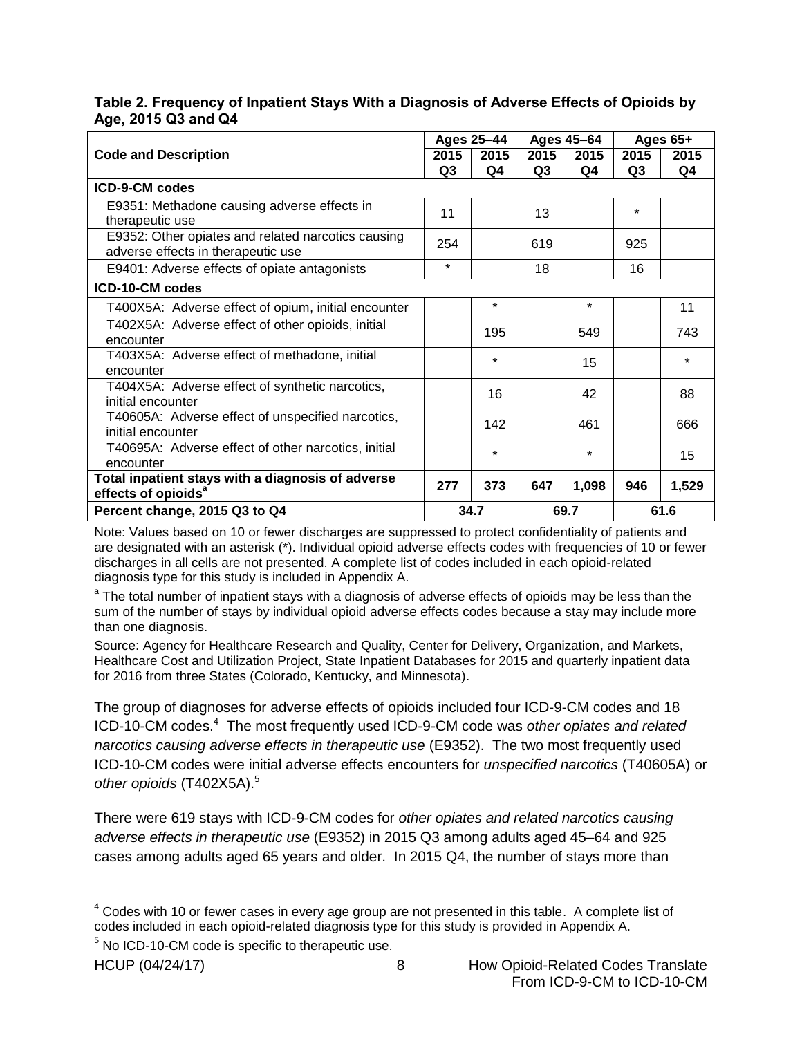**Table 2. Frequency of Inpatient Stays With a Diagnosis of Adverse Effects of Opioids by Age, 2015 Q3 and Q4**

| Code and Description | Ages 25–44 | | Ages 45–64 | | Ages 65+ | |
|---|---|---|---|---|---|---|
| | 2015 Q3 | 2015 Q4 | 2015 Q3 | 2015 Q4 | 2015 Q3 | 2015 Q4 |
| **ICD-9-CM codes** | | | | | | |
| E9351: Methadone causing adverse effects in therapeutic use | 11 | | 13 | | * | |
| E9352: Other opiates and related narcotics causing adverse effects in therapeutic use | 254 | | 619 | | 925 | |
| E9401: Adverse effects of opiate antagonists | * | | 18 | | 16 | |
| **ICD-10-CM codes** | | | | | | |
| T400X5A: Adverse effect of opium, initial encounter | | * | | * | | 11 |
| T402X5A: Adverse effect of other opioids, initial encounter | | 195 | | 549 | | 743 |
| T403X5A: Adverse effect of methadone, initial encounter | | * | | 15 | | * |
| T404X5A: Adverse effect of synthetic narcotics, initial encounter | | 16 | | 42 | | 88 |
| T40605A: Adverse effect of unspecified narcotics, initial encounter | | 142 | | 461 | | 666 |
| T40695A: Adverse effect of other narcotics, initial encounter | | * | | * | | 15 |
| **Total inpatient stays with a diagnosis of adverse effects of opioids[a]** | **277** | **373** | **647** | **1,098** | **946** | **1,529** |
| **Percent change, 2015 Q3 to Q4** | **34.7** | | **69.7** | | **61.6** | |

Note: Values based on 10 or fewer discharges are suppressed to protect confidentiality of patients and are designated with an asterisk (*). Individual opioid adverse effects codes with frequencies of 10 or fewer discharges in all cells are not presented. A complete list of codes included in each opioid-related diagnosis type for this study is included in Appendix A.

[a] The total number of inpatient stays with a diagnosis of adverse effects of opioids may be less than the sum of the number of stays by individual opioid adverse effects codes because a stay may include more than one diagnosis.

Source: Agency for Healthcare Research and Quality, Center for Delivery, Organization, and Markets, Healthcare Cost and Utilization Project, State Inpatient Databases for 2015 and quarterly inpatient data for 2016 from three States (Colorado, Kentucky, and Minnesota).

The group of diagnoses for adverse effects of opioids included four ICD-9-CM codes and 18 ICD-10-CM codes.[4] The most frequently used ICD-9-CM code was *other opiates and related narcotics causing adverse effects in therapeutic use* (E9352). The two most frequently used ICD-10-CM codes were initial adverse effects encounters for *unspecified narcotics* (T40605A) or *other opioids* (T402X5A).[5]

There were 619 stays with ICD-9-CM codes for *other opiates and related narcotics causing adverse effects in therapeutic use* (E9352) in 2015 Q3 among adults aged 45–64 and 925 cases among adults aged 65 years and older. In 2015 Q4, the number of stays more than

[4] Codes with 10 or fewer cases in every age group are not presented in this table. A complete list of codes included in each opioid-related diagnosis type for this study is provided in Appendix A.

[5] No ICD-10-CM code is specific to therapeutic use.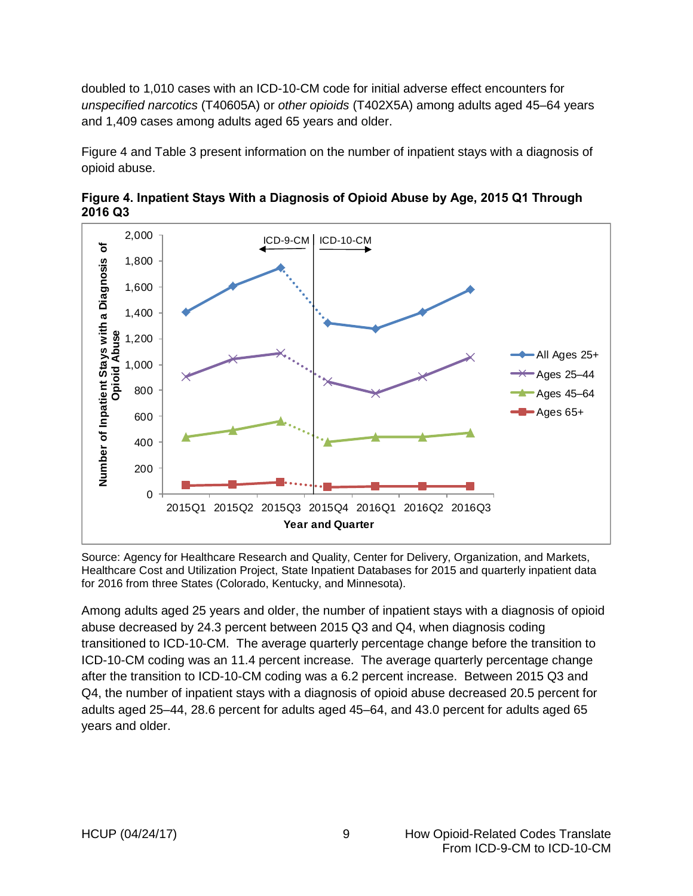doubled to 1,010 cases with an ICD-10-CM code for initial adverse effect encounters for *unspecified narcotics* (T40605A) or *other opioids* (T402X5A) among adults aged 45–64 years and 1,409 cases among adults aged 65 years and older.

Figure 4 and Table 3 present information on the number of inpatient stays with a diagnosis of opioid abuse.

**Figure 4. Inpatient Stays With a Diagnosis of Opioid Abuse by Age, 2015 Q1 Through 2016 Q3**

Number of Inpatient Stays with a Diagnosis of Opioid Abuse

2,000
1,800
1,600
1,400
1,200
1,000
800
600
400
200
0

ICD-9-CM
ICD-10-CM

2015Q1 2015Q2 2015Q3 2015Q4 2016Q1 2016Q2 2016Q3

Year and Quarter

All Ages 25+
Ages 25–44
Ages 45–64
Ages 65+

Source: Agency for Healthcare Research and Quality, Center for Delivery, Organization, and Markets, Healthcare Cost and Utilization Project, State Inpatient Databases for 2015 and quarterly inpatient data for 2016 from three States (Colorado, Kentucky, and Minnesota).

Among adults aged 25 years and older, the number of inpatient stays with a diagnosis of opioid abuse decreased by 24.3 percent between 2015 Q3 and Q4, when diagnosis coding transitioned to ICD-10-CM. The average quarterly percentage change before the transition to ICD-10-CM coding was an 11.4 percent increase. The average quarterly percentage change after the transition to ICD-10-CM coding was a 6.2 percent increase. Between 2015 Q3 and Q4, the number of inpatient stays with a diagnosis of opioid abuse decreased 20.5 percent for adults aged 25–44, 28.6 percent for adults aged 45–64, and 43.0 percent for adults aged 65 years and older.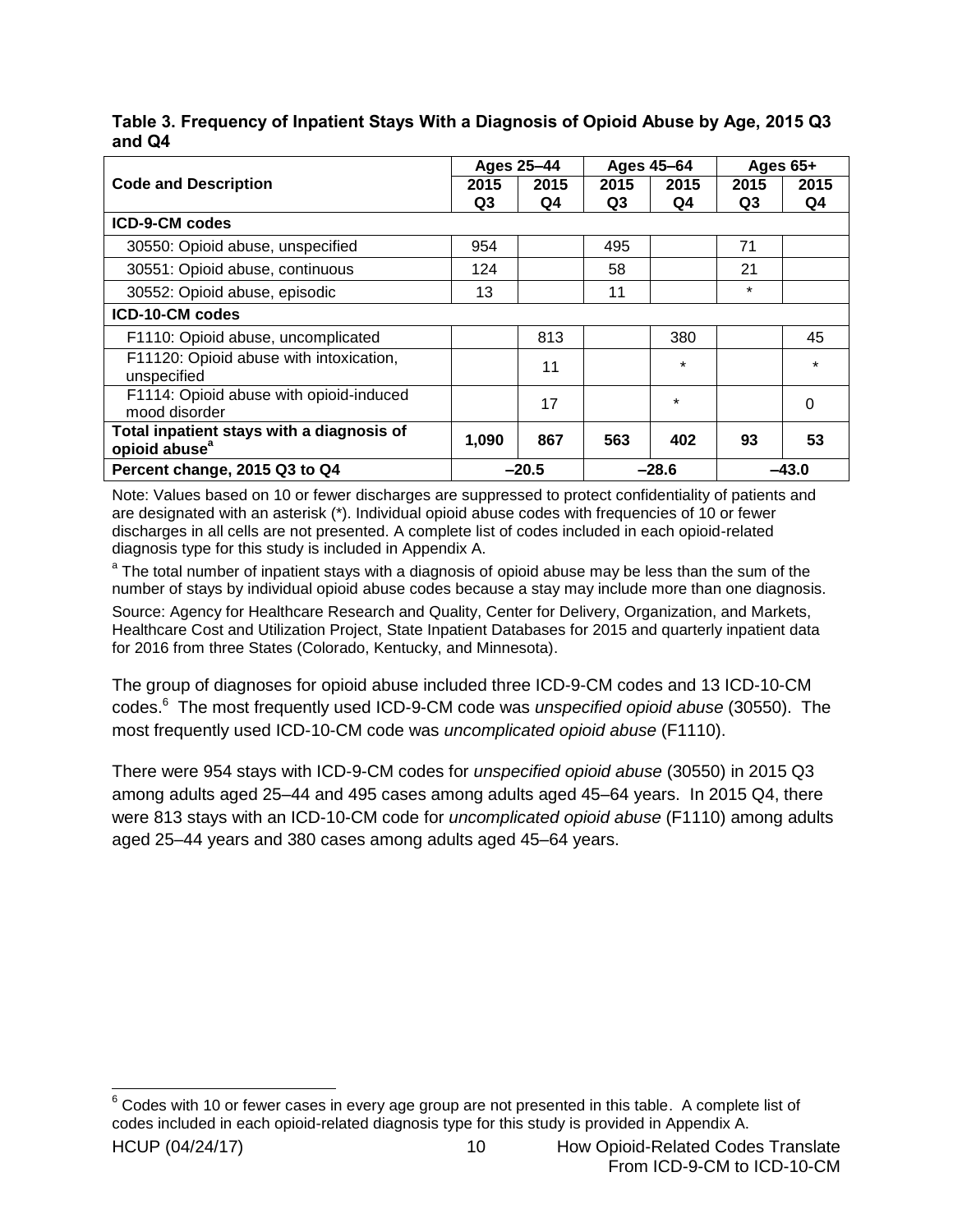**Table 3. Frequency of Inpatient Stays With a Diagnosis of Opioid Abuse by Age, 2015 Q3 and Q4**

| Code and Description | Ages 25–44 | | Ages 45–64 | | Ages 65+ | |
|---|---|---|---|---|---|---|
| | 2015 Q3 | 2015 Q4 | 2015 Q3 | 2015 Q4 | 2015 Q3 | 2015 Q4 |
| **ICD-9-CM codes** | | | | | | |
| 30550: Opioid abuse, unspecified | 954 | | 495 | | 71 | |
| 30551: Opioid abuse, continuous | 124 | | 58 | | 21 | |
| 30552: Opioid abuse, episodic | 13 | | 11 | | * | |
| **ICD-10-CM codes** | | | | | | |
| F1110: Opioid abuse, uncomplicated | | 813 | | 380 | | 45 |
| F11120: Opioid abuse with intoxication, unspecified | | 11 | | * | | * |
| F1114: Opioid abuse with opioid-induced mood disorder | | 17 | | * | | 0 |
| **Total inpatient stays with a diagnosis of opioid abuse[a]** | **1,090** | **867** | **563** | **402** | **93** | **53** |
| **Percent change, 2015 Q3 to Q4** | **–20.5** | | **–28.6** | | **–43.0** | |

Note: Values based on 10 or fewer discharges are suppressed to protect confidentiality of patients and are designated with an asterisk (*). Individual opioid abuse codes with frequencies of 10 or fewer discharges in all cells are not presented. A complete list of codes included in each opioid-related diagnosis type for this study is included in Appendix A.

[a] The total number of inpatient stays with a diagnosis of opioid abuse may be less than the sum of the number of stays by individual opioid abuse codes because a stay may include more than one diagnosis.

Source: Agency for Healthcare Research and Quality, Center for Delivery, Organization, and Markets, Healthcare Cost and Utilization Project, State Inpatient Databases for 2015 and quarterly inpatient data for 2016 from three States (Colorado, Kentucky, and Minnesota).

The group of diagnoses for opioid abuse included three ICD-9-CM codes and 13 ICD-10-CM codes.[6] The most frequently used ICD-9-CM code was *unspecified opioid abuse* (30550). The most frequently used ICD-10-CM code was *uncomplicated opioid abuse* (F1110).

There were 954 stays with ICD-9-CM codes for *unspecified opioid abuse* (30550) in 2015 Q3 among adults aged 25–44 and 495 cases among adults aged 45–64 years. In 2015 Q4, there were 813 stays with an ICD-10-CM code for *uncomplicated opioid abuse* (F1110) among adults aged 25–44 years and 380 cases among adults aged 45–64 years.

[6] Codes with 10 or fewer cases in every age group are not presented in this table. A complete list of codes included in each opioid-related diagnosis type for this study is provided in Appendix A.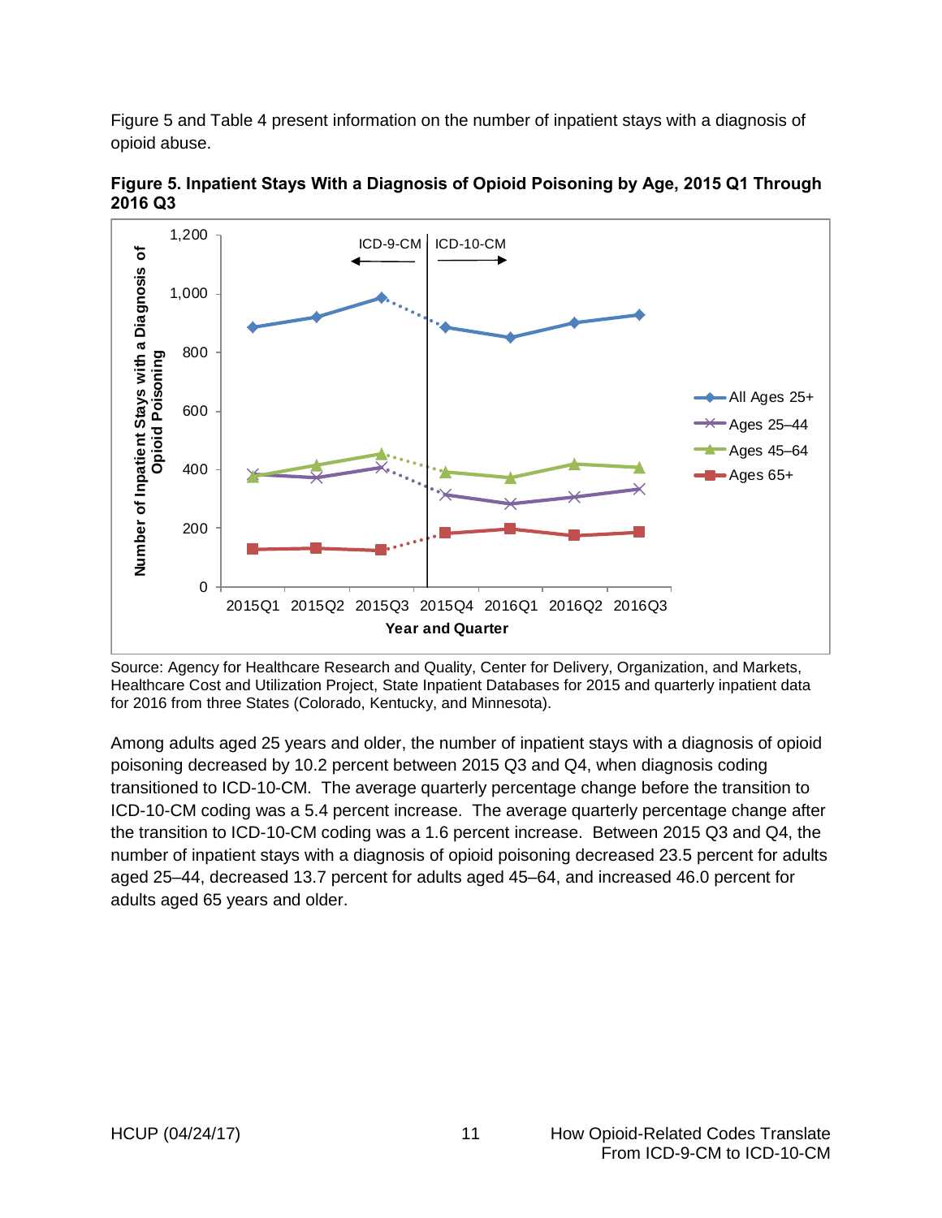Figure 5 and Table 4 present information on the number of inpatient stays with a diagnosis of opioid abuse.

**Figure 5. Inpatient Stays With a Diagnosis of Opioid Poisoning by Age, 2015 Q1 Through 2016 Q3**

ICD-9-CM
ICD-10-CM

Number of Inpatient Stays with a Diagnosis of Opioid Poisoning

1,200
1,000
800
600
400
200
0

2015Q1 2015Q2 2015Q3 2015Q4 2016Q1 2016Q2 2016Q3

Year and Quarter

All Ages 25+
Ages 25–44
Ages 45–64
Ages 65+

Source: Agency for Healthcare Research and Quality, Center for Delivery, Organization, and Markets, Healthcare Cost and Utilization Project, State Inpatient Databases for 2015 and quarterly inpatient data for 2016 from three States (Colorado, Kentucky, and Minnesota).

Among adults aged 25 years and older, the number of inpatient stays with a diagnosis of opioid poisoning decreased by 10.2 percent between 2015 Q3 and Q4, when diagnosis coding transitioned to ICD-10-CM. The average quarterly percentage change before the transition to ICD-10-CM coding was a 5.4 percent increase. The average quarterly percentage change after the transition to ICD-10-CM coding was a 1.6 percent increase. Between 2015 Q3 and Q4, the number of inpatient stays with a diagnosis of opioid poisoning decreased 23.5 percent for adults aged 25–44, decreased 13.7 percent for adults aged 45–64, and increased 46.0 percent for adults aged 65 years and older.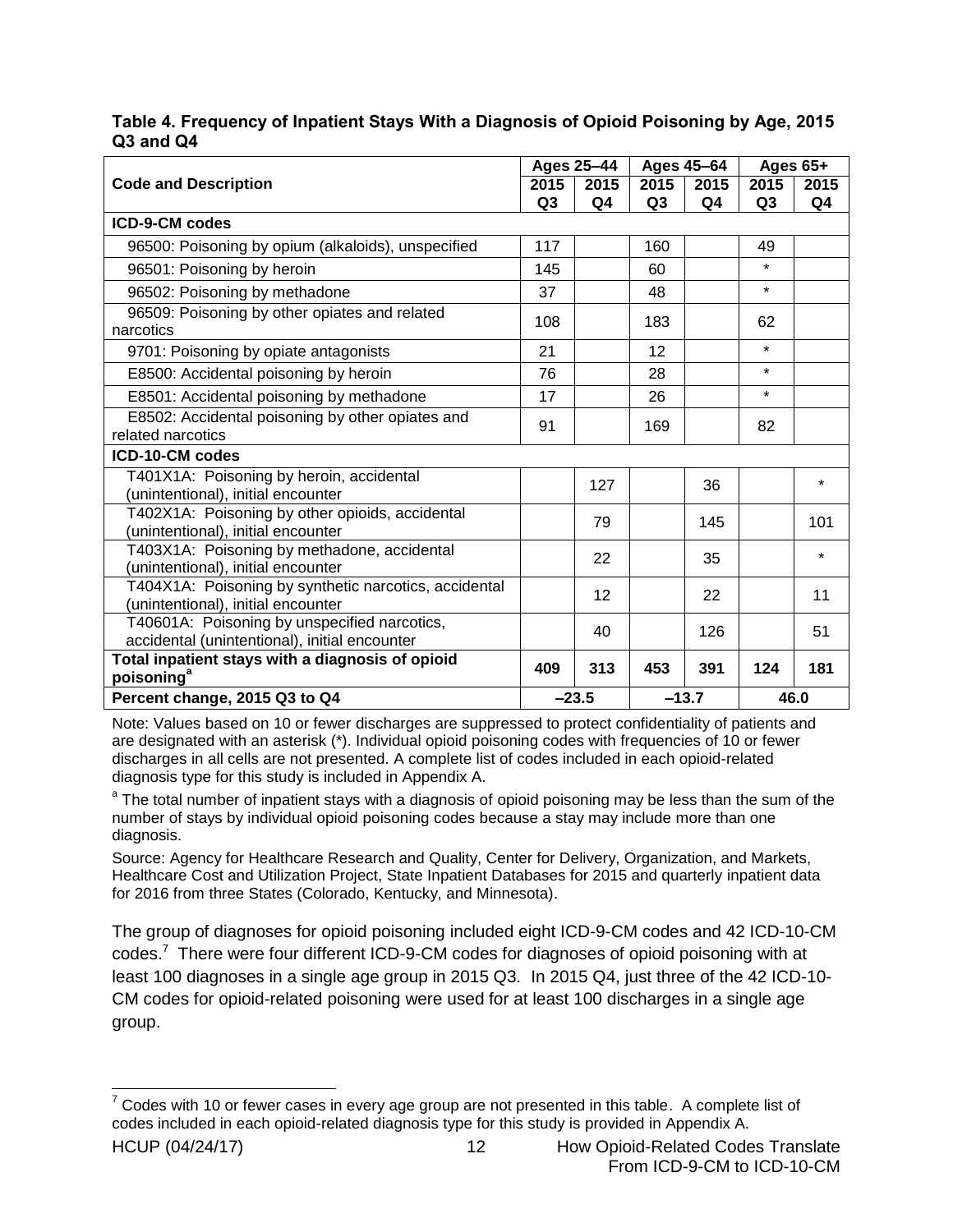**Table 4. Frequency of Inpatient Stays With a Diagnosis of Opioid Poisoning by Age, 2015 Q3 and Q4**

| Code and Description | Ages 25–44 | | Ages 45–64 | | Ages 65+ | |
|---|---|---|---|---|---|---|
| | 2015 Q3 | 2015 Q4 | 2015 Q3 | 2015 Q4 | 2015 Q3 | 2015 Q4 |
| **ICD-9-CM codes** | | | | | | |
| 96500: Poisoning by opium (alkaloids), unspecified | 117 | | 160 | | 49 | |
| 96501: Poisoning by heroin | 145 | | 60 | | * | |
| 96502: Poisoning by methadone | 37 | | 48 | | * | |
| 96509: Poisoning by other opiates and related narcotics | 108 | | 183 | | 62 | |
| 9701: Poisoning by opiate antagonists | 21 | | 12 | | * | |
| E8500: Accidental poisoning by heroin | 76 | | 28 | | * | |
| E8501: Accidental poisoning by methadone | 17 | | 26 | | * | |
| E8502: Accidental poisoning by other opiates and related narcotics | 91 | | 169 | | 82 | |
| **ICD-10-CM codes** | | | | | | |
| T401X1A: Poisoning by heroin, accidental (unintentional), initial encounter | | 127 | | 36 | | * |
| T402X1A: Poisoning by other opioids, accidental (unintentional), initial encounter | | 79 | | 145 | | 101 |
| T403X1A: Poisoning by methadone, accidental (unintentional), initial encounter | | 22 | | 35 | | * |
| T404X1A: Poisoning by synthetic narcotics, accidental (unintentional), initial encounter | | 12 | | 22 | | 11 |
| T40601A: Poisoning by unspecified narcotics, accidental (unintentional), initial encounter | | 40 | | 126 | | 51 |
| **Total inpatient stays with a diagnosis of opioid poisoning[a]** | **409** | **313** | **453** | **391** | **124** | **181** |
| **Percent change, 2015 Q3 to Q4** | **–23.5** | | **–13.7** | | **46.0** | |

Note: Values based on 10 or fewer discharges are suppressed to protect confidentiality of patients and are designated with an asterisk (*). Individual opioid poisoning codes with frequencies of 10 or fewer discharges in all cells are not presented. A complete list of codes included in each opioid-related diagnosis type for this study is included in Appendix A.

[a] The total number of inpatient stays with a diagnosis of opioid poisoning may be less than the sum of the number of stays by individual opioid poisoning codes because a stay may include more than one diagnosis.

Source: Agency for Healthcare Research and Quality, Center for Delivery, Organization, and Markets, Healthcare Cost and Utilization Project, State Inpatient Databases for 2015 and quarterly inpatient data for 2016 from three States (Colorado, Kentucky, and Minnesota).

The group of diagnoses for opioid poisoning included eight ICD-9-CM codes and 42 ICD-10-CM codes.[7] There were four different ICD-9-CM codes for diagnoses of opioid poisoning with at least 100 diagnoses in a single age group in 2015 Q3. In 2015 Q4, just three of the 42 ICD-10-CM codes for opioid-related poisoning were used for at least 100 discharges in a single age group.

[7] Codes with 10 or fewer cases in every age group are not presented in this table. A complete list of codes included in each opioid-related diagnosis type for this study is provided in Appendix A.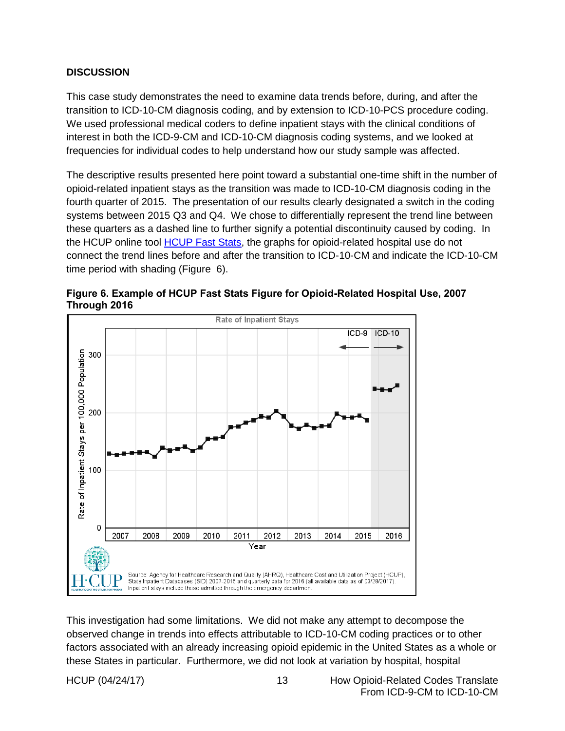## DISCUSSION

This case study demonstrates the need to examine data trends before, during, and after the transition to ICD-10-CM diagnosis coding, and by extension to ICD-10-PCS procedure coding. We used professional medical coders to define inpatient stays with the clinical conditions of interest in both the ICD-9-CM and ICD-10-CM diagnosis coding systems, and we looked at frequencies for individual codes to help understand how our study sample was affected.

The descriptive results presented here point toward a substantial one-time shift in the number of opioid-related inpatient stays as the transition was made to ICD-10-CM diagnosis coding in the fourth quarter of 2015. The presentation of our results clearly designated a switch in the coding systems between 2015 Q3 and Q4. We chose to differentially represent the trend line between these quarters as a dashed line to further signify a potential discontinuity caused by coding. In the HCUP online tool [HCUP Fast Stats](), the graphs for opioid-related hospital use do not connect the trend lines before and after the transition to ICD-10-CM and indicate the ICD-10-CM time period with shading (Figure 6).

**Figure 6. Example of HCUP Fast Stats Figure for Opioid-Related Hospital Use, 2007 Through 2016**

Rate of Inpatient Stays

ICD-9 ICD-10

Rate of Inpatient Stays per 100,000 Population

300
200
100
0

2007 2008 2009 2010 2011 2012 2013 2014 2015 2016

Year

H·CUP

Source: Agency for Healthcare Research and Quality (AHRQ), Healthcare Cost and Utilization Project (HCUP), State Inpatient Databases (SID) 2007-2015 and quarterly data for 2016 (all available data as of 03/28/2017). Inpatient stays include those admitted through the emergency department.

This investigation had some limitations. We did not make any attempt to decompose the observed change in trends into effects attributable to ICD-10-CM coding practices or to other factors associated with an already increasing opioid epidemic in the United States as a whole or these States in particular. Furthermore, we did not look at variation by hospital, hospital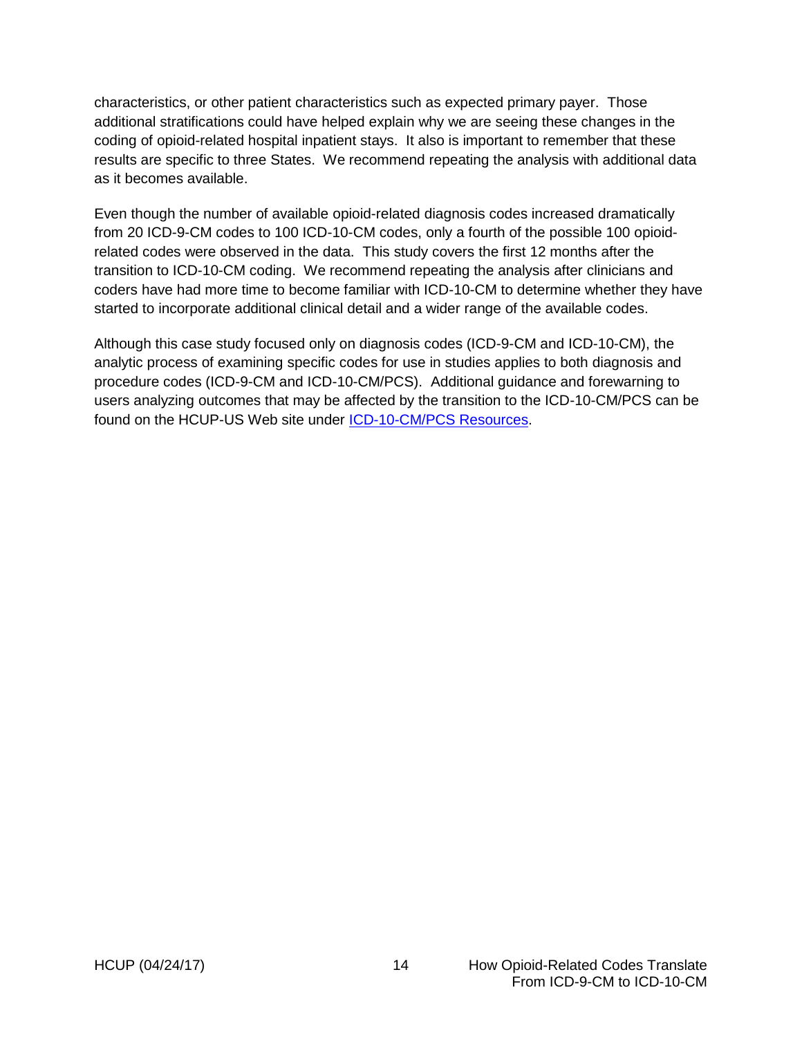characteristics, or other patient characteristics such as expected primary payer. Those additional stratifications could have helped explain why we are seeing these changes in the coding of opioid-related hospital inpatient stays. It also is important to remember that these results are specific to three States. We recommend repeating the analysis with additional data as it becomes available.

Even though the number of available opioid-related diagnosis codes increased dramatically from 20 ICD-9-CM codes to 100 ICD-10-CM codes, only a fourth of the possible 100 opioid-related codes were observed in the data. This study covers the first 12 months after the transition to ICD-10-CM coding. We recommend repeating the analysis after clinicians and coders have had more time to become familiar with ICD-10-CM to determine whether they have started to incorporate additional clinical detail and a wider range of the available codes.

Although this case study focused only on diagnosis codes (ICD-9-CM and ICD-10-CM), the analytic process of examining specific codes for use in studies applies to both diagnosis and procedure codes (ICD-9-CM and ICD-10-CM/PCS). Additional guidance and forewarning to users analyzing outcomes that may be affected by the transition to the ICD-10-CM/PCS can be found on the HCUP-US Web site under ICD-10-CM/PCS Resources.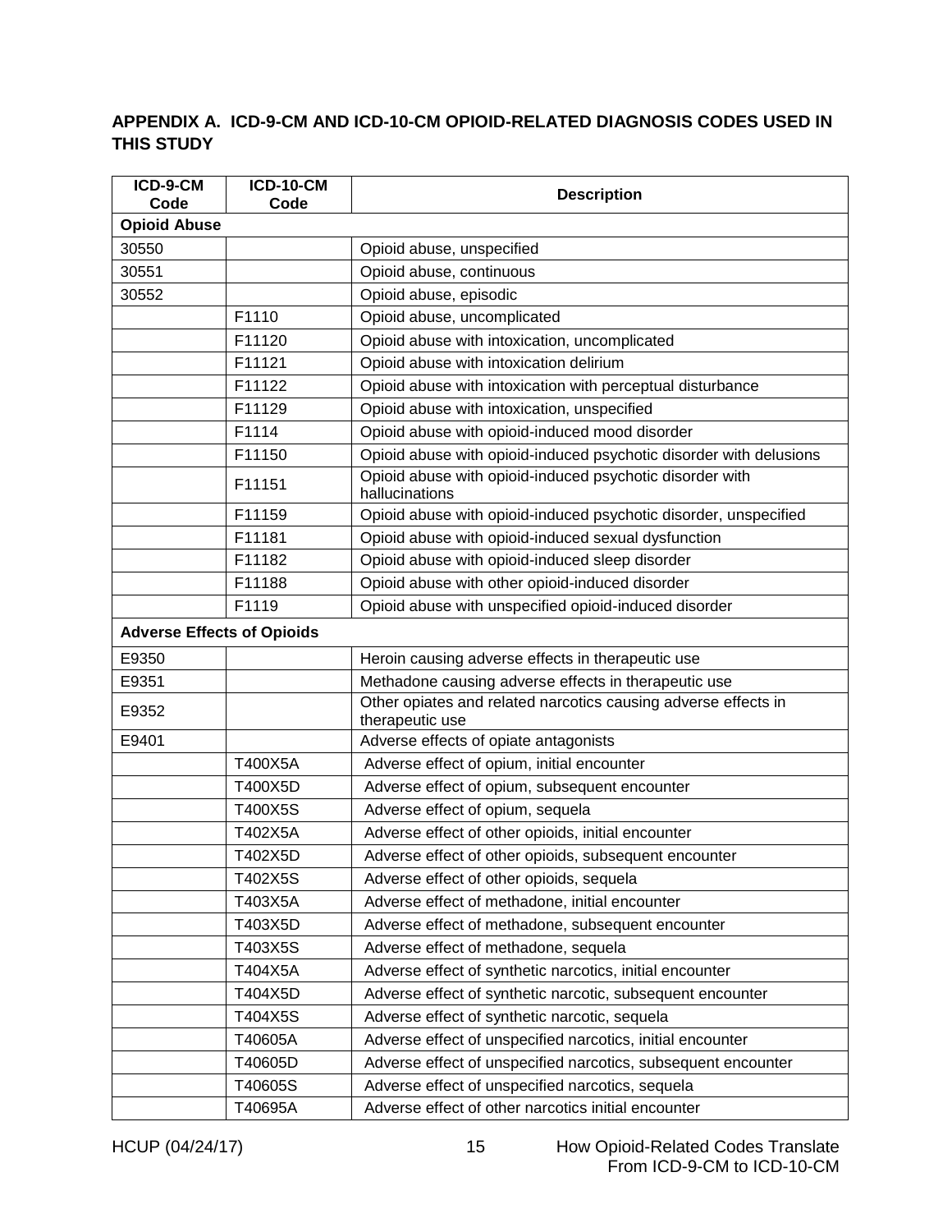## APPENDIX A. ICD-9-CM AND ICD-10-CM OPIOID-RELATED DIAGNOSIS CODES USED IN THIS STUDY

| ICD-9-CM Code | ICD-10-CM Code | Description |
|---|---|---|
| **Opioid Abuse** | | |
| 30550 | | Opioid abuse, unspecified |
| 30551 | | Opioid abuse, continuous |
| 30552 | | Opioid abuse, episodic |
| | F1110 | Opioid abuse, uncomplicated |
| | F11120 | Opioid abuse with intoxication, uncomplicated |
| | F11121 | Opioid abuse with intoxication delirium |
| | F11122 | Opioid abuse with intoxication with perceptual disturbance |
| | F11129 | Opioid abuse with intoxication, unspecified |
| | F1114 | Opioid abuse with opioid-induced mood disorder |
| | F11150 | Opioid abuse with opioid-induced psychotic disorder with delusions |
| | F11151 | Opioid abuse with opioid-induced psychotic disorder with hallucinations |
| | F11159 | Opioid abuse with opioid-induced psychotic disorder, unspecified |
| | F11181 | Opioid abuse with opioid-induced sexual dysfunction |
| | F11182 | Opioid abuse with opioid-induced sleep disorder |
| | F11188 | Opioid abuse with other opioid-induced disorder |
| | F1119 | Opioid abuse with unspecified opioid-induced disorder |
| **Adverse Effects of Opioids** | | |
| E9350 | | Heroin causing adverse effects in therapeutic use |
| E9351 | | Methadone causing adverse effects in therapeutic use |
| E9352 | | Other opiates and related narcotics causing adverse effects in therapeutic use |
| E9401 | | Adverse effects of opiate antagonists |
| | T400X5A | Adverse effect of opium, initial encounter |
| | T400X5D | Adverse effect of opium, subsequent encounter |
| | T400X5S | Adverse effect of opium, sequela |
| | T402X5A | Adverse effect of other opioids, initial encounter |
| | T402X5D | Adverse effect of other opioids, subsequent encounter |
| | T402X5S | Adverse effect of other opioids, sequela |
| | T403X5A | Adverse effect of methadone, initial encounter |
| | T403X5D | Adverse effect of methadone, subsequent encounter |
| | T403X5S | Adverse effect of methadone, sequela |
| | T404X5A | Adverse effect of synthetic narcotics, initial encounter |
| | T404X5D | Adverse effect of synthetic narcotic, subsequent encounter |
| | T404X5S | Adverse effect of synthetic narcotic, sequela |
| | T40605A | Adverse effect of unspecified narcotics, initial encounter |
| | T40605D | Adverse effect of unspecified narcotics, subsequent encounter |
| | T40605S | Adverse effect of unspecified narcotics, sequela |
| | T40695A | Adverse effect of other narcotics initial encounter |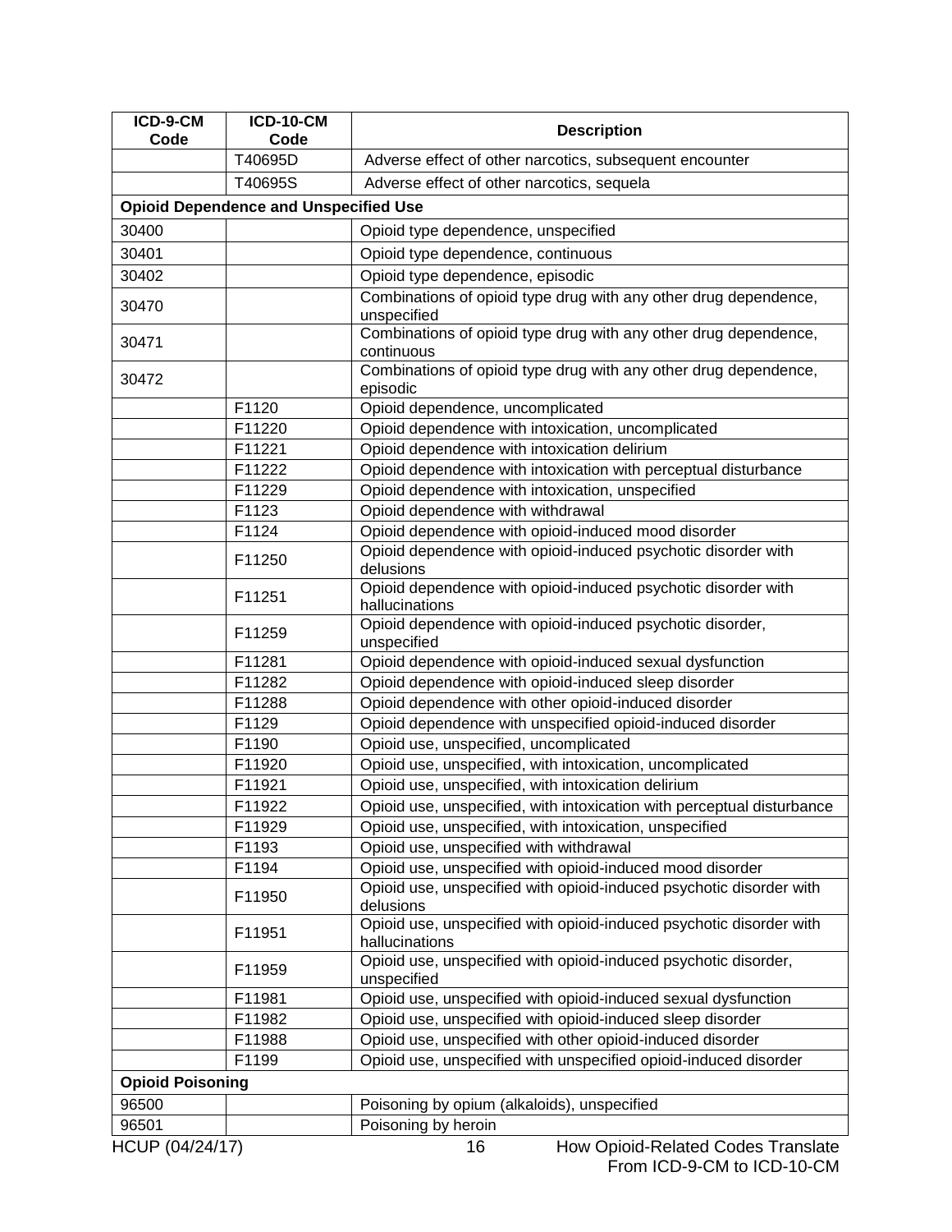| ICD-9-CM Code | ICD-10-CM Code | Description |
|---|---|---|
| | T40695D | Adverse effect of other narcotics, subsequent encounter |
| | T40695S | Adverse effect of other narcotics, sequela |
| **Opioid Dependence and Unspecified Use** | | |
| 30400 | | Opioid type dependence, unspecified |
| 30401 | | Opioid type dependence, continuous |
| 30402 | | Opioid type dependence, episodic |
| 30470 | | Combinations of opioid type drug with any other drug dependence, unspecified |
| 30471 | | Combinations of opioid type drug with any other drug dependence, continuous |
| 30472 | | Combinations of opioid type drug with any other drug dependence, episodic |
| | F1120 | Opioid dependence, uncomplicated |
| | F11220 | Opioid dependence with intoxication, uncomplicated |
| | F11221 | Opioid dependence with intoxication delirium |
| | F11222 | Opioid dependence with intoxication with perceptual disturbance |
| | F11229 | Opioid dependence with intoxication, unspecified |
| | F1123 | Opioid dependence with withdrawal |
| | F1124 | Opioid dependence with opioid-induced mood disorder |
| | F11250 | Opioid dependence with opioid-induced psychotic disorder with delusions |
| | F11251 | Opioid dependence with opioid-induced psychotic disorder with hallucinations |
| | F11259 | Opioid dependence with opioid-induced psychotic disorder, unspecified |
| | F11281 | Opioid dependence with opioid-induced sexual dysfunction |
| | F11282 | Opioid dependence with opioid-induced sleep disorder |
| | F11288 | Opioid dependence with other opioid-induced disorder |
| | F1129 | Opioid dependence with unspecified opioid-induced disorder |
| | F1190 | Opioid use, unspecified, uncomplicated |
| | F11920 | Opioid use, unspecified, with intoxication, uncomplicated |
| | F11921 | Opioid use, unspecified, with intoxication delirium |
| | F11922 | Opioid use, unspecified, with intoxication with perceptual disturbance |
| | F11929 | Opioid use, unspecified, with intoxication, unspecified |
| | F1193 | Opioid use, unspecified with withdrawal |
| | F1194 | Opioid use, unspecified with opioid-induced mood disorder |
| | F11950 | Opioid use, unspecified with opioid-induced psychotic disorder with delusions |
| | F11951 | Opioid use, unspecified with opioid-induced psychotic disorder with hallucinations |
| | F11959 | Opioid use, unspecified with opioid-induced psychotic disorder, unspecified |
| | F11981 | Opioid use, unspecified with opioid-induced sexual dysfunction |
| | F11982 | Opioid use, unspecified with opioid-induced sleep disorder |
| | F11988 | Opioid use, unspecified with other opioid-induced disorder |
| | F1199 | Opioid use, unspecified with unspecified opioid-induced disorder |
| **Opioid Poisoning** | | |
| 96500 | | Poisoning by opium (alkaloids), unspecified |
| 96501 | | Poisoning by heroin |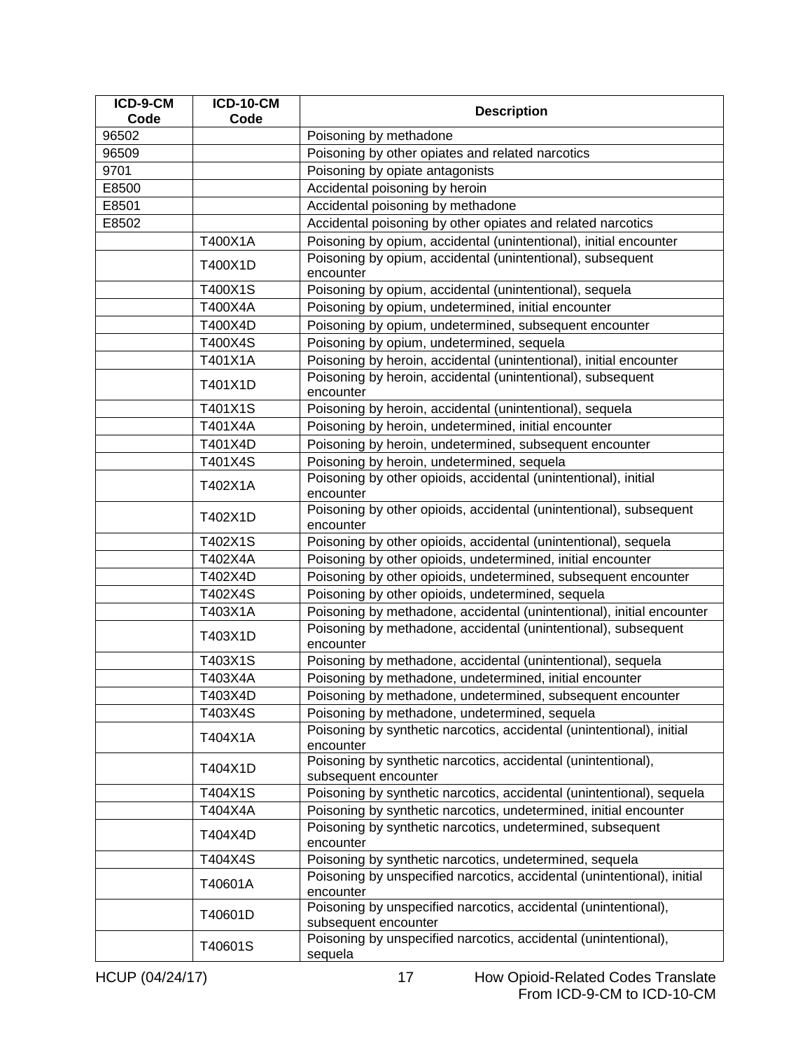| ICD-9-CM Code | ICD-10-CM Code | Description |
| --- | --- | --- |
| 96502 | | Poisoning by methadone |
| 96509 | | Poisoning by other opiates and related narcotics |
| 9701 | | Poisoning by opiate antagonists |
| E8500 | | Accidental poisoning by heroin |
| E8501 | | Accidental poisoning by methadone |
| E8502 | | Accidental poisoning by other opiates and related narcotics |
| | T400X1A | Poisoning by opium, accidental (unintentional), initial encounter |
| | T400X1D | Poisoning by opium, accidental (unintentional), subsequent encounter |
| | T400X1S | Poisoning by opium, accidental (unintentional), sequela |
| | T400X4A | Poisoning by opium, undetermined, initial encounter |
| | T400X4D | Poisoning by opium, undetermined, subsequent encounter |
| | T400X4S | Poisoning by opium, undetermined, sequela |
| | T401X1A | Poisoning by heroin, accidental (unintentional), initial encounter |
| | T401X1D | Poisoning by heroin, accidental (unintentional), subsequent encounter |
| | T401X1S | Poisoning by heroin, accidental (unintentional), sequela |
| | T401X4A | Poisoning by heroin, undetermined, initial encounter |
| | T401X4D | Poisoning by heroin, undetermined, subsequent encounter |
| | T401X4S | Poisoning by heroin, undetermined, sequela |
| | T402X1A | Poisoning by other opioids, accidental (unintentional), initial encounter |
| | T402X1D | Poisoning by other opioids, accidental (unintentional), subsequent encounter |
| | T402X1S | Poisoning by other opioids, accidental (unintentional), sequela |
| | T402X4A | Poisoning by other opioids, undetermined, initial encounter |
| | T402X4D | Poisoning by other opioids, undetermined, subsequent encounter |
| | T402X4S | Poisoning by other opioids, undetermined, sequela |
| | T403X1A | Poisoning by methadone, accidental (unintentional), initial encounter |
| | T403X1D | Poisoning by methadone, accidental (unintentional), subsequent encounter |
| | T403X1S | Poisoning by methadone, accidental (unintentional), sequela |
| | T403X4A | Poisoning by methadone, undetermined, initial encounter |
| | T403X4D | Poisoning by methadone, undetermined, subsequent encounter |
| | T403X4S | Poisoning by methadone, undetermined, sequela |
| | T404X1A | Poisoning by synthetic narcotics, accidental (unintentional), initial encounter |
| | T404X1D | Poisoning by synthetic narcotics, accidental (unintentional), subsequent encounter |
| | T404X1S | Poisoning by synthetic narcotics, accidental (unintentional), sequela |
| | T404X4A | Poisoning by synthetic narcotics, undetermined, initial encounter |
| | T404X4D | Poisoning by synthetic narcotics, undetermined, subsequent encounter |
| | T404X4S | Poisoning by synthetic narcotics, undetermined, sequela |
| | T40601A | Poisoning by unspecified narcotics, accidental (unintentional), initial encounter |
| | T40601D | Poisoning by unspecified narcotics, accidental (unintentional), subsequent encounter |
| | T40601S | Poisoning by unspecified narcotics, accidental (unintentional), sequela |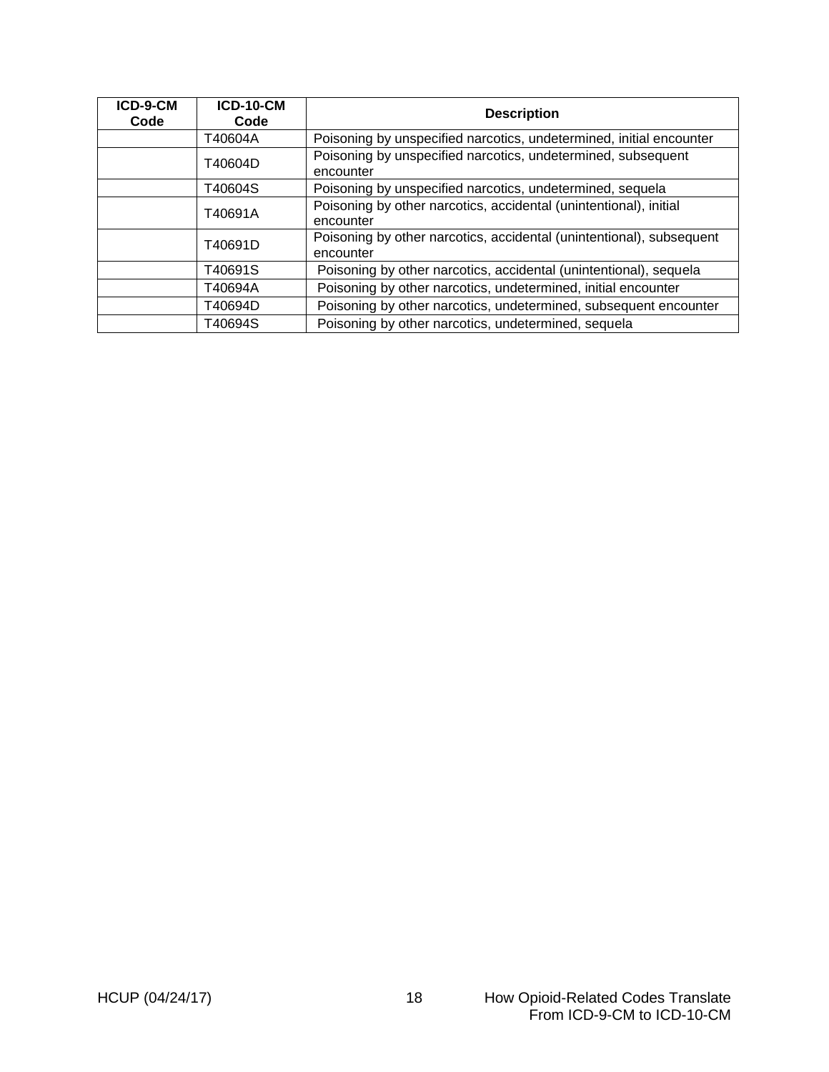| ICD-9-CM Code | ICD-10-CM Code | Description |
|---|---|---|
| | T40604A | Poisoning by unspecified narcotics, undetermined, initial encounter |
| | T40604D | Poisoning by unspecified narcotics, undetermined, subsequent encounter |
| | T40604S | Poisoning by unspecified narcotics, undetermined, sequela |
| | T40691A | Poisoning by other narcotics, accidental (unintentional), initial encounter |
| | T40691D | Poisoning by other narcotics, accidental (unintentional), subsequent encounter |
| | T40691S | Poisoning by other narcotics, accidental (unintentional), sequela |
| | T40694A | Poisoning by other narcotics, undetermined, initial encounter |
| | T40694D | Poisoning by other narcotics, undetermined, subsequent encounter |
| | T40694S | Poisoning by other narcotics, undetermined, sequela |